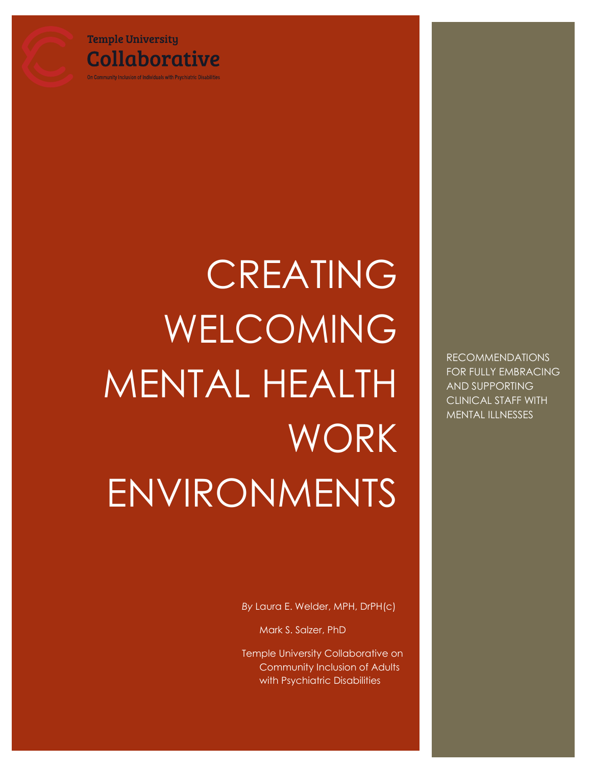Temple University
Collaborative
On Community Inclusion of Individuals with Psychiatric Disabilities

# CREATING WELCOMING MENTAL HEALTH WORK ENVIRONMENTS

RECOMMENDATIONS FOR FULLY EMBRACING AND SUPPORTING CLINICAL STAFF WITH MENTAL ILLNESSES

*By* Laura E. Welder, MPH, DrPH(c)

Mark S. Salzer, PhD

Temple University Collaborative on Community Inclusion of Adults with Psychiatric Disabilities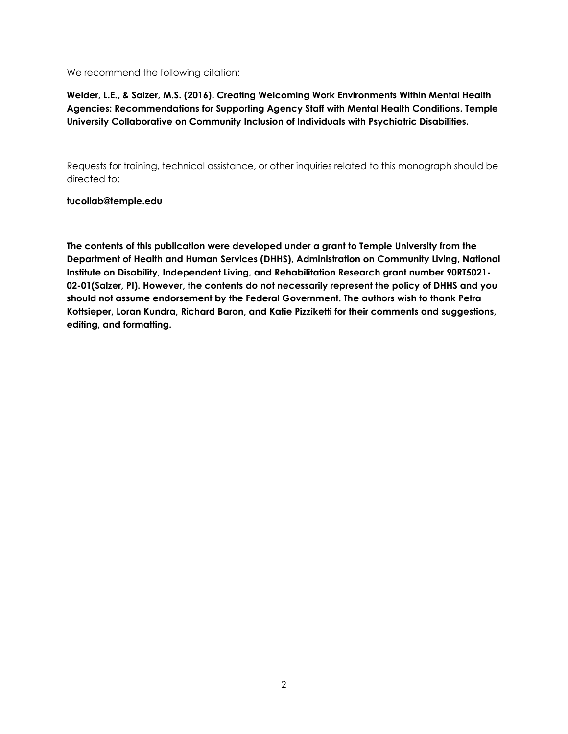We recommend the following citation:

**Welder, L.E., & Salzer, M.S. (2016). Creating Welcoming Work Environments Within Mental Health Agencies: Recommendations for Supporting Agency Staff with Mental Health Conditions. Temple University Collaborative on Community Inclusion of Individuals with Psychiatric Disabilities.**

Requests for training, technical assistance, or other inquiries related to this monograph should be directed to:

**tucollab@temple.edu**

**The contents of this publication were developed under a grant to Temple University from the Department of Health and Human Services (DHHS), Administration on Community Living, National Institute on Disability, Independent Living, and Rehabilitation Research grant number 90RT5021-02-01(Salzer, PI). However, the contents do not necessarily represent the policy of DHHS and you should not assume endorsement by the Federal Government. The authors wish to thank Petra Kottsieper, Loran Kundra, Richard Baron, and Katie Pizziketti for their comments and suggestions, editing, and formatting.**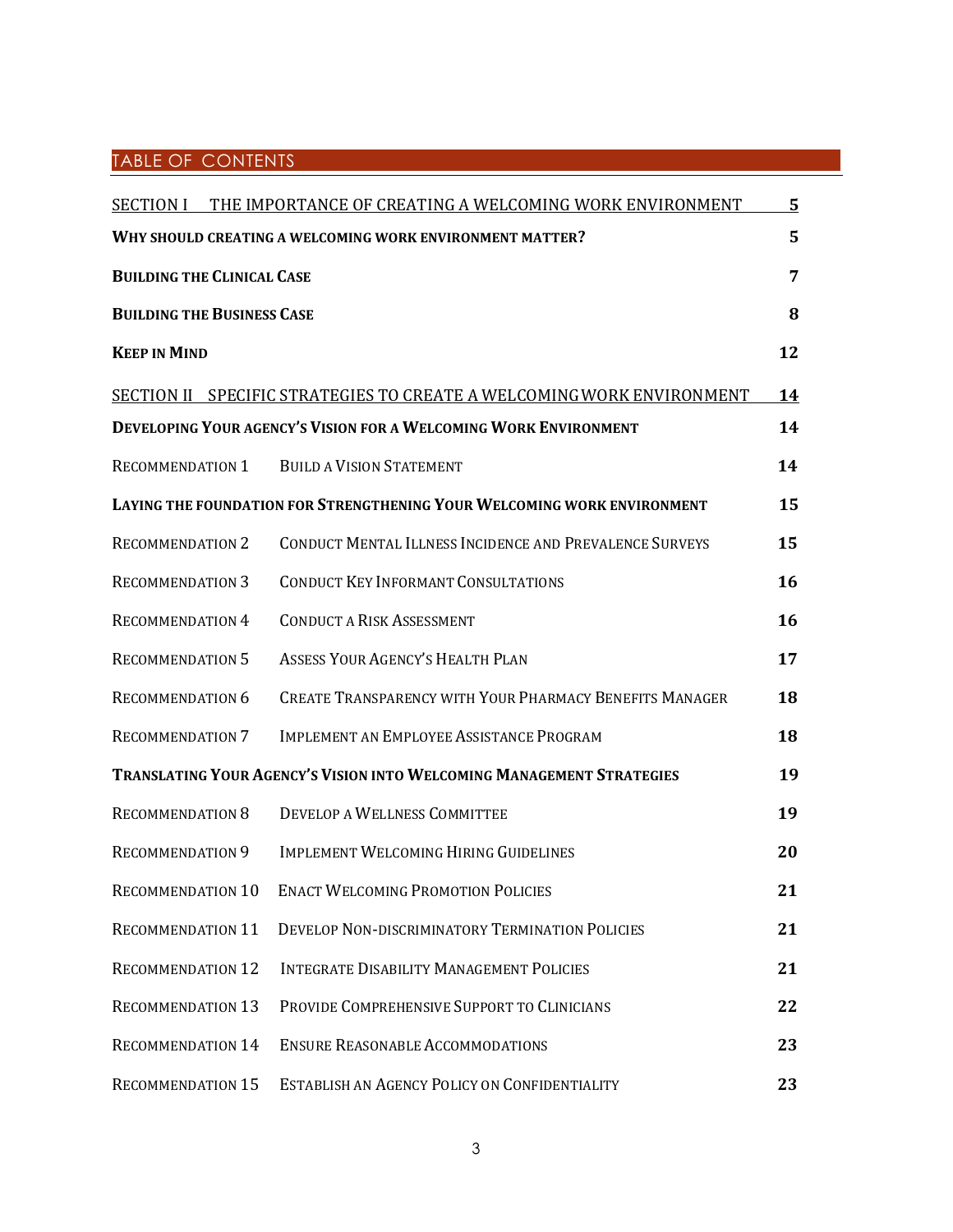## TABLE OF CONTENTS

| | | |
|---|---|---|
| SECTION I THE IMPORTANCE OF CREATING A WELCOMING WORK ENVIRONMENT | | 5 |
| **WHY SHOULD CREATING A WELCOMING WORK ENVIRONMENT MATTER?** | | **5** |
| **BUILDING THE CLINICAL CASE** | | **7** |
| **BUILDING THE BUSINESS CASE** | | **8** |
| **KEEP IN MIND** | | **12** |
| SECTION II SPECIFIC STRATEGIES TO CREATE A WELCOMING WORK ENVIRONMENT | | 14 |
| **DEVELOPING YOUR AGENCY'S VISION FOR A WELCOMING WORK ENVIRONMENT** | | **14** |
| RECOMMENDATION 1 | BUILD A VISION STATEMENT | **14** |
| **LAYING THE FOUNDATION FOR STRENGTHENING YOUR WELCOMING WORK ENVIRONMENT** | | **15** |
| RECOMMENDATION 2 | CONDUCT MENTAL ILLNESS INCIDENCE AND PREVALENCE SURVEYS | **15** |
| RECOMMENDATION 3 | CONDUCT KEY INFORMANT CONSULTATIONS | **16** |
| RECOMMENDATION 4 | CONDUCT A RISK ASSESSMENT | **16** |
| RECOMMENDATION 5 | ASSESS YOUR AGENCY'S HEALTH PLAN | **17** |
| RECOMMENDATION 6 | CREATE TRANSPARENCY WITH YOUR PHARMACY BENEFITS MANAGER | **18** |
| RECOMMENDATION 7 | IMPLEMENT AN EMPLOYEE ASSISTANCE PROGRAM | **18** |
| **TRANSLATING YOUR AGENCY'S VISION INTO WELCOMING MANAGEMENT STRATEGIES** | | **19** |
| RECOMMENDATION 8 | DEVELOP A WELLNESS COMMITTEE | **19** |
| RECOMMENDATION 9 | IMPLEMENT WELCOMING HIRING GUIDELINES | **20** |
| RECOMMENDATION 10 | ENACT WELCOMING PROMOTION POLICIES | **21** |
| RECOMMENDATION 11 | DEVELOP NON-DISCRIMINATORY TERMINATION POLICIES | **21** |
| RECOMMENDATION 12 | INTEGRATE DISABILITY MANAGEMENT POLICIES | **21** |
| RECOMMENDATION 13 | PROVIDE COMPREHENSIVE SUPPORT TO CLINICIANS | **22** |
| RECOMMENDATION 14 | ENSURE REASONABLE ACCOMMODATIONS | **23** |
| RECOMMENDATION 15 | ESTABLISH AN AGENCY POLICY ON CONFIDENTIALITY | **23** |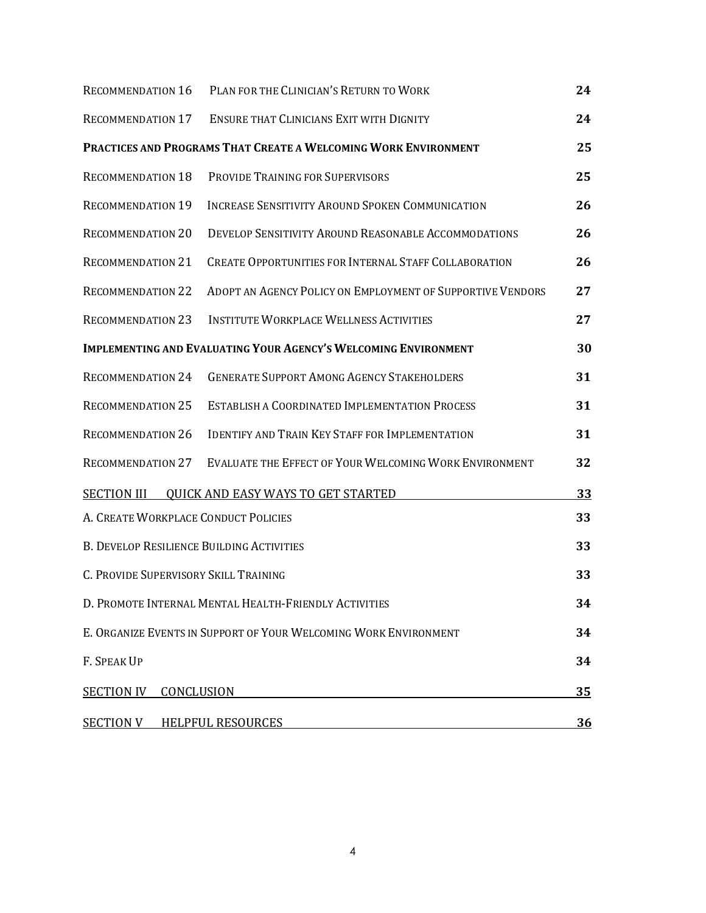| | | |
|---|---|---|
| RECOMMENDATION 16 | PLAN FOR THE CLINICIAN'S RETURN TO WORK | 24 |
| RECOMMENDATION 17 | ENSURE THAT CLINICIANS EXIT WITH DIGNITY | 24 |
| **PRACTICES AND PROGRAMS THAT CREATE A WELCOMING WORK ENVIRONMENT** | | **25** |
| RECOMMENDATION 18 | PROVIDE TRAINING FOR SUPERVISORS | 25 |
| RECOMMENDATION 19 | INCREASE SENSITIVITY AROUND SPOKEN COMMUNICATION | 26 |
| RECOMMENDATION 20 | DEVELOP SENSITIVITY AROUND REASONABLE ACCOMMODATIONS | 26 |
| RECOMMENDATION 21 | CREATE OPPORTUNITIES FOR INTERNAL STAFF COLLABORATION | 26 |
| RECOMMENDATION 22 | ADOPT AN AGENCY POLICY ON EMPLOYMENT OF SUPPORTIVE VENDORS | 27 |
| RECOMMENDATION 23 | INSTITUTE WORKPLACE WELLNESS ACTIVITIES | 27 |
| **IMPLEMENTING AND EVALUATING YOUR AGENCY'S WELCOMING ENVIRONMENT** | | **30** |
| RECOMMENDATION 24 | GENERATE SUPPORT AMONG AGENCY STAKEHOLDERS | 31 |
| RECOMMENDATION 25 | ESTABLISH A COORDINATED IMPLEMENTATION PROCESS | 31 |
| RECOMMENDATION 26 | IDENTIFY AND TRAIN KEY STAFF FOR IMPLEMENTATION | 31 |
| RECOMMENDATION 27 | EVALUATE THE EFFECT OF YOUR WELCOMING WORK ENVIRONMENT | 32 |
| SECTION III | QUICK AND EASY WAYS TO GET STARTED | 33 |
| A. CREATE WORKPLACE CONDUCT POLICIES | | 33 |
| B. DEVELOP RESILIENCE BUILDING ACTIVITIES | | 33 |
| C. PROVIDE SUPERVISORY SKILL TRAINING | | 33 |
| D. PROMOTE INTERNAL MENTAL HEALTH-FRIENDLY ACTIVITIES | | 34 |
| E. ORGANIZE EVENTS IN SUPPORT OF YOUR WELCOMING WORK ENVIRONMENT | | 34 |
| F. SPEAK UP | | 34 |
| SECTION IV | CONCLUSION | 35 |
| SECTION V | HELPFUL RESOURCES | 36 |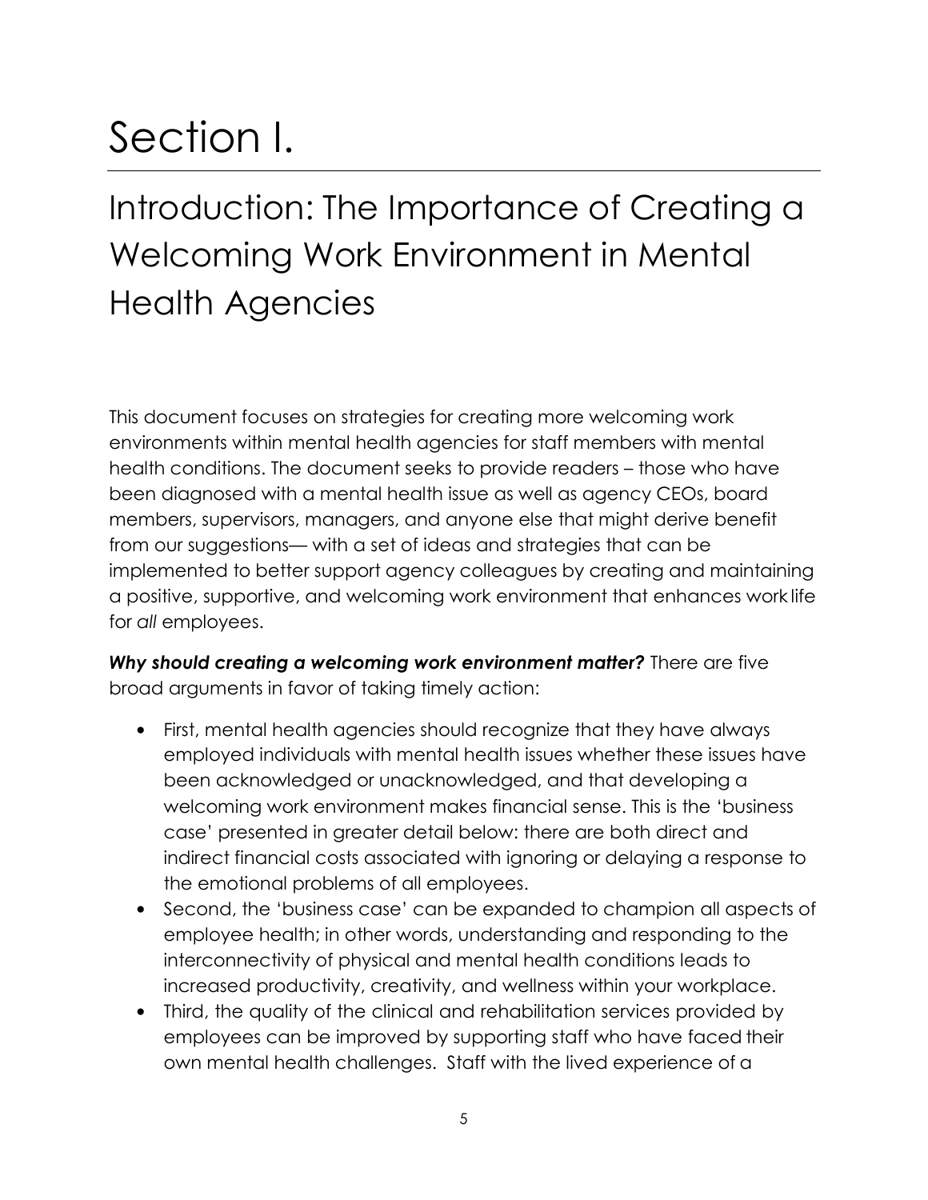# Section I.

## Introduction: The Importance of Creating a Welcoming Work Environment in Mental Health Agencies

This document focuses on strategies for creating more welcoming work environments within mental health agencies for staff members with mental health conditions. The document seeks to provide readers – those who have been diagnosed with a mental health issue as well as agency CEOs, board members, supervisors, managers, and anyone else that might derive benefit from our suggestions— with a set of ideas and strategies that can be implemented to better support agency colleagues by creating and maintaining a positive, supportive, and welcoming work environment that enhances work life for *all* employees.

***Why should creating a welcoming work environment matter?*** There are five broad arguments in favor of taking timely action:

- First, mental health agencies should recognize that they have always employed individuals with mental health issues whether these issues have been acknowledged or unacknowledged, and that developing a welcoming work environment makes financial sense. This is the 'business case' presented in greater detail below: there are both direct and indirect financial costs associated with ignoring or delaying a response to the emotional problems of all employees.
- Second, the 'business case' can be expanded to champion all aspects of employee health; in other words, understanding and responding to the interconnectivity of physical and mental health conditions leads to increased productivity, creativity, and wellness within your workplace.
- Third, the quality of the clinical and rehabilitation services provided by employees can be improved by supporting staff who have faced their own mental health challenges. Staff with the lived experience of a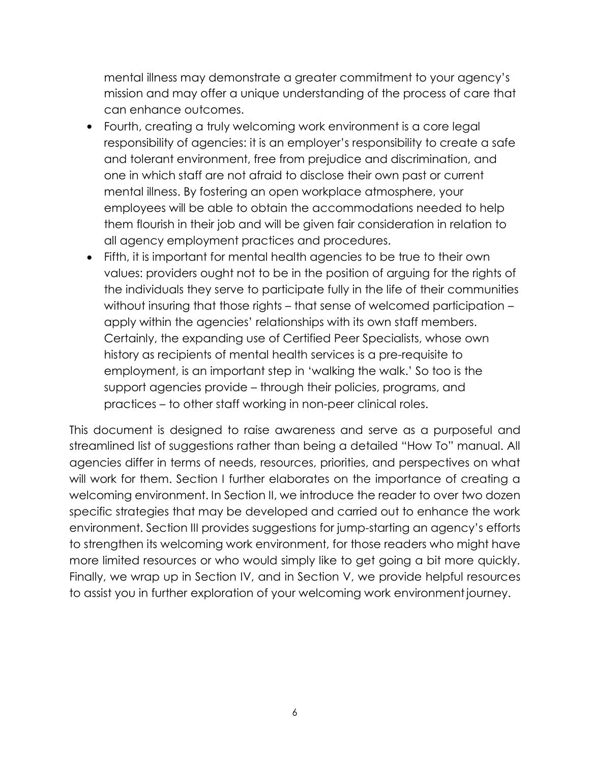mental illness may demonstrate a greater commitment to your agency's mission and may offer a unique understanding of the process of care that can enhance outcomes.

- Fourth, creating a truly welcoming work environment is a core legal responsibility of agencies: it is an employer's responsibility to create a safe and tolerant environment, free from prejudice and discrimination, and one in which staff are not afraid to disclose their own past or current mental illness. By fostering an open workplace atmosphere, your employees will be able to obtain the accommodations needed to help them flourish in their job and will be given fair consideration in relation to all agency employment practices and procedures.
- Fifth, it is important for mental health agencies to be true to their own values: providers ought not to be in the position of arguing for the rights of the individuals they serve to participate fully in the life of their communities without insuring that those rights – that sense of welcomed participation – apply within the agencies' relationships with its own staff members. Certainly, the expanding use of Certified Peer Specialists, whose own history as recipients of mental health services is a pre-requisite to employment, is an important step in 'walking the walk.' So too is the support agencies provide – through their policies, programs, and practices – to other staff working in non-peer clinical roles.

This document is designed to raise awareness and serve as a purposeful and streamlined list of suggestions rather than being a detailed "How To" manual. All agencies differ in terms of needs, resources, priorities, and perspectives on what will work for them. Section I further elaborates on the importance of creating a welcoming environment. In Section II, we introduce the reader to over two dozen specific strategies that may be developed and carried out to enhance the work environment. Section III provides suggestions for jump-starting an agency's efforts to strengthen its welcoming work environment, for those readers who might have more limited resources or who would simply like to get going a bit more quickly. Finally, we wrap up in Section IV, and in Section V, we provide helpful resources to assist you in further exploration of your welcoming work environment journey.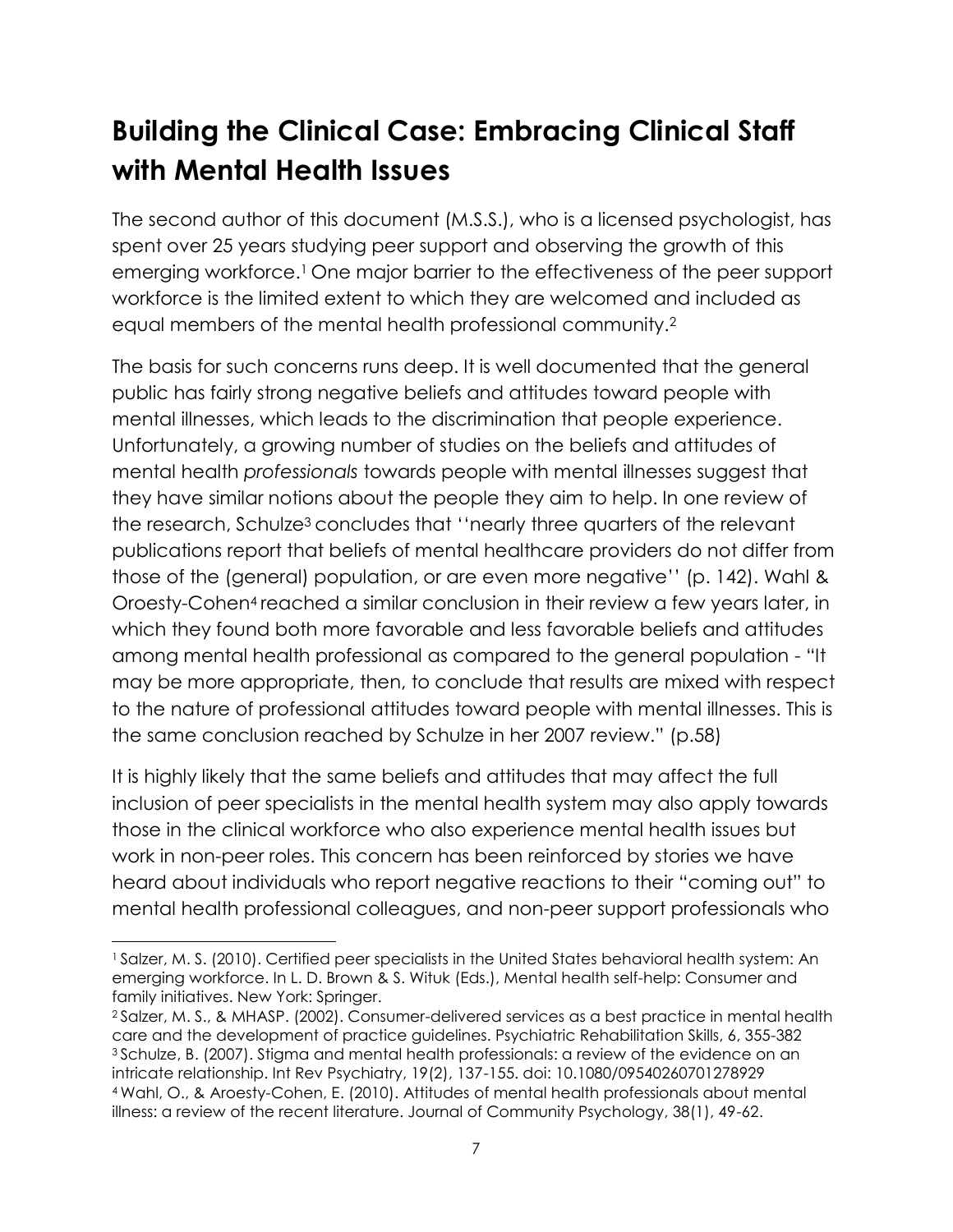# Building the Clinical Case: Embracing Clinical Staff with Mental Health Issues

The second author of this document (M.S.S.), who is a licensed psychologist, has spent over 25 years studying peer support and observing the growth of this emerging workforce.[1] One major barrier to the effectiveness of the peer support workforce is the limited extent to which they are welcomed and included as equal members of the mental health professional community.[2]

The basis for such concerns runs deep. It is well documented that the general public has fairly strong negative beliefs and attitudes toward people with mental illnesses, which leads to the discrimination that people experience. Unfortunately, a growing number of studies on the beliefs and attitudes of mental health *professionals* towards people with mental illnesses suggest that they have similar notions about the people they aim to help. In one review of the research, Schulze[3] concludes that ''nearly three quarters of the relevant publications report that beliefs of mental healthcare providers do not differ from those of the (general) population, or are even more negative'' (p. 142). Wahl & Oroesty-Cohen[4] reached a similar conclusion in their review a few years later, in which they found both more favorable and less favorable beliefs and attitudes among mental health professional as compared to the general population - "It may be more appropriate, then, to conclude that results are mixed with respect to the nature of professional attitudes toward people with mental illnesses. This is the same conclusion reached by Schulze in her 2007 review." (p.58)

It is highly likely that the same beliefs and attitudes that may affect the full inclusion of peer specialists in the mental health system may also apply towards those in the clinical workforce who also experience mental health issues but work in non-peer roles. This concern has been reinforced by stories we have heard about individuals who report negative reactions to their "coming out" to mental health professional colleagues, and non-peer support professionals who

---

[1] Salzer, M. S. (2010). Certified peer specialists in the United States behavioral health system: An emerging workforce. In L. D. Brown & S. Wituk (Eds.), Mental health self-help: Consumer and family initiatives. New York: Springer.

[2] Salzer, M. S., & MHASP. (2002). Consumer-delivered services as a best practice in mental health care and the development of practice guidelines. Psychiatric Rehabilitation Skills, 6, 355-382

[3] Schulze, B. (2007). Stigma and mental health professionals: a review of the evidence on an intricate relationship. Int Rev Psychiatry, 19(2), 137-155. doi: 10.1080/09540260701278929

[4] Wahl, O., & Aroesty-Cohen, E. (2010). Attitudes of mental health professionals about mental illness: a review of the recent literature. Journal of Community Psychology, 38(1), 49-62.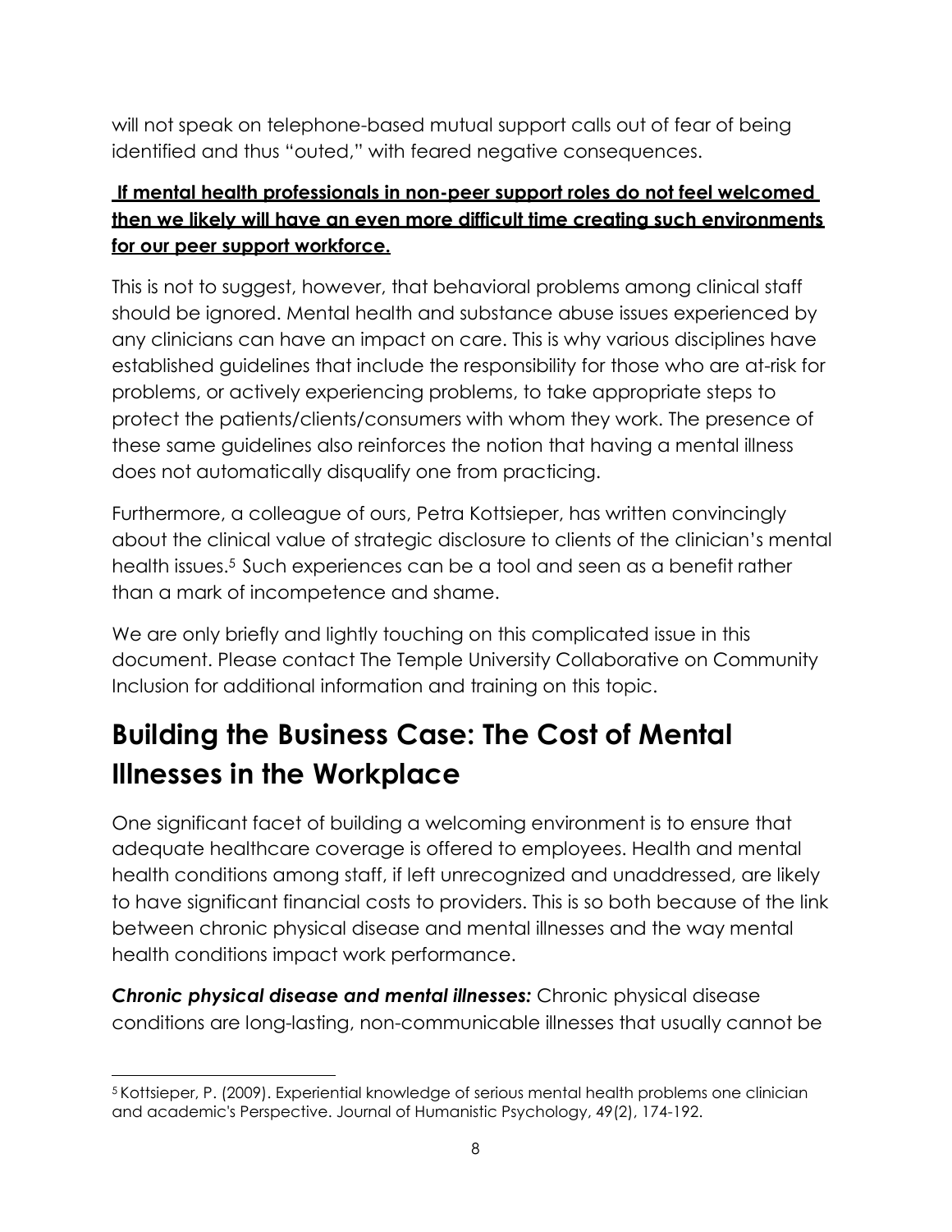will not speak on telephone-based mutual support calls out of fear of being identified and thus "outed," with feared negative consequences.

<u>**If mental health professionals in non-peer support roles do not feel welcomed then we likely will have an even more difficult time creating such environments for our peer support workforce.**</u>

This is not to suggest, however, that behavioral problems among clinical staff should be ignored. Mental health and substance abuse issues experienced by any clinicians can have an impact on care. This is why various disciplines have established guidelines that include the responsibility for those who are at-risk for problems, or actively experiencing problems, to take appropriate steps to protect the patients/clients/consumers with whom they work. The presence of these same guidelines also reinforces the notion that having a mental illness does not automatically disqualify one from practicing.

Furthermore, a colleague of ours, Petra Kottsieper, has written convincingly about the clinical value of strategic disclosure to clients of the clinician's mental health issues.[5] Such experiences can be a tool and seen as a benefit rather than a mark of incompetence and shame.

We are only briefly and lightly touching on this complicated issue in this document. Please contact The Temple University Collaborative on Community Inclusion for additional information and training on this topic.

## Building the Business Case: The Cost of Mental Illnesses in the Workplace

One significant facet of building a welcoming environment is to ensure that adequate healthcare coverage is offered to employees. Health and mental health conditions among staff, if left unrecognized and unaddressed, are likely to have significant financial costs to providers. This is so both because of the link between chronic physical disease and mental illnesses and the way mental health conditions impact work performance.

***Chronic physical disease and mental illnesses:*** Chronic physical disease conditions are long-lasting, non-communicable illnesses that usually cannot be

---

[5] Kottsieper, P. (2009). Experiential knowledge of serious mental health problems one clinician and academic's Perspective. Journal of Humanistic Psychology, 49(2), 174-192.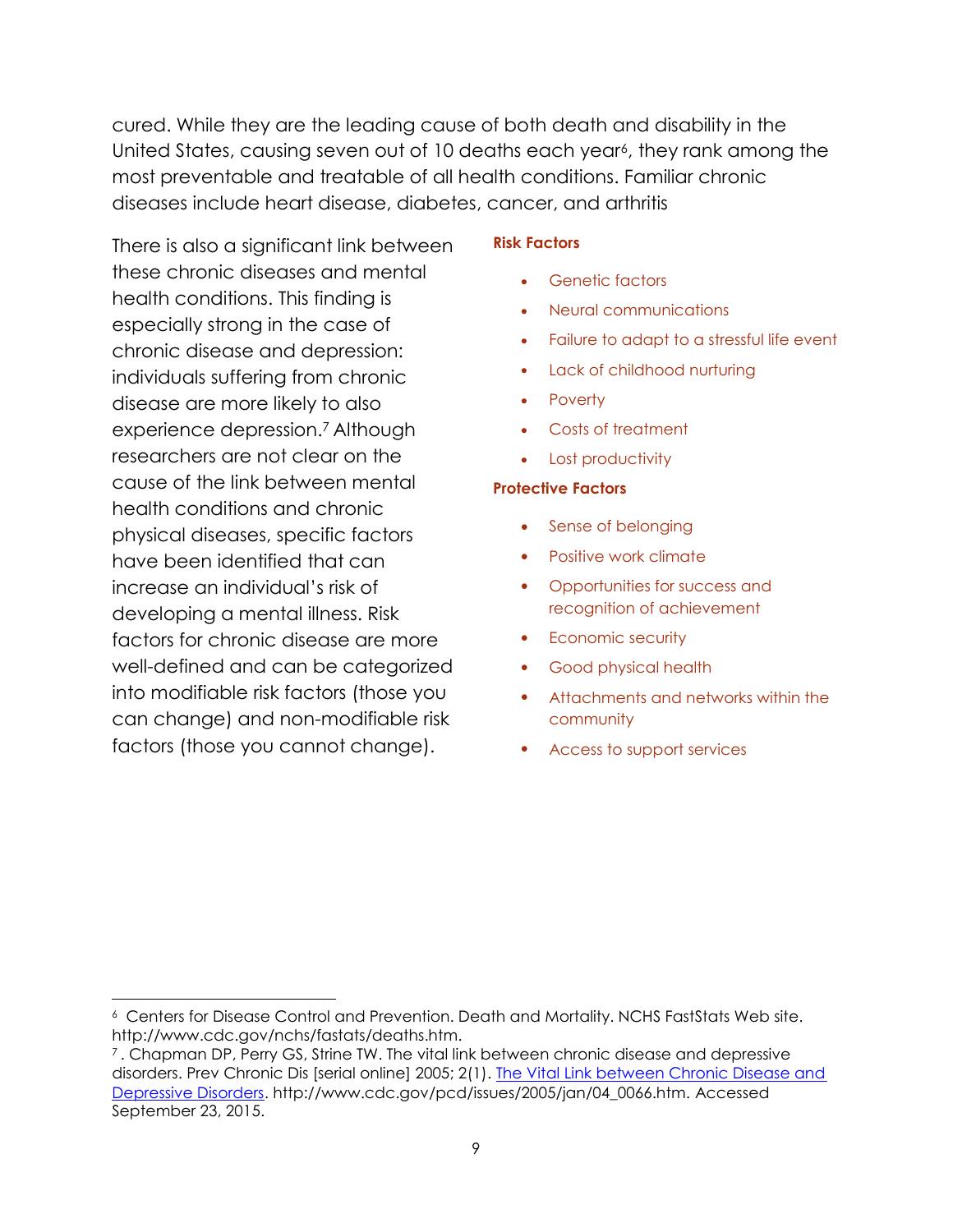cured. While they are the leading cause of both death and disability in the United States, causing seven out of 10 deaths each year[6], they rank among the most preventable and treatable of all health conditions. Familiar chronic diseases include heart disease, diabetes, cancer, and arthritis

There is also a significant link between these chronic diseases and mental health conditions. This finding is especially strong in the case of chronic disease and depression: individuals suffering from chronic disease are more likely to also experience depression.[7] Although researchers are not clear on the cause of the link between mental health conditions and chronic physical diseases, specific factors have been identified that can increase an individual's risk of developing a mental illness. Risk factors for chronic disease are more well-defined and can be categorized into modifiable risk factors (those you can change) and non-modifiable risk factors (those you cannot change).

**Risk Factors**

- Genetic factors
- Neural communications
- Failure to adapt to a stressful life event
- Lack of childhood nurturing
- Poverty
- Costs of treatment
- Lost productivity

**Protective Factors**

- Sense of belonging
- Positive work climate
- Opportunities for success and recognition of achievement
- Economic security
- Good physical health
- Attachments and networks within the community
- Access to support services

---

[6] Centers for Disease Control and Prevention. Death and Mortality. NCHS FastStats Web site. http://www.cdc.gov/nchs/fastats/deaths.htm.

[7] . Chapman DP, Perry GS, Strine TW. The vital link between chronic disease and depressive disorders. Prev Chronic Dis [serial online] 2005; 2(1). The Vital Link between Chronic Disease and Depressive Disorders. http://www.cdc.gov/pcd/issues/2005/jan/04_0066.htm. Accessed September 23, 2015.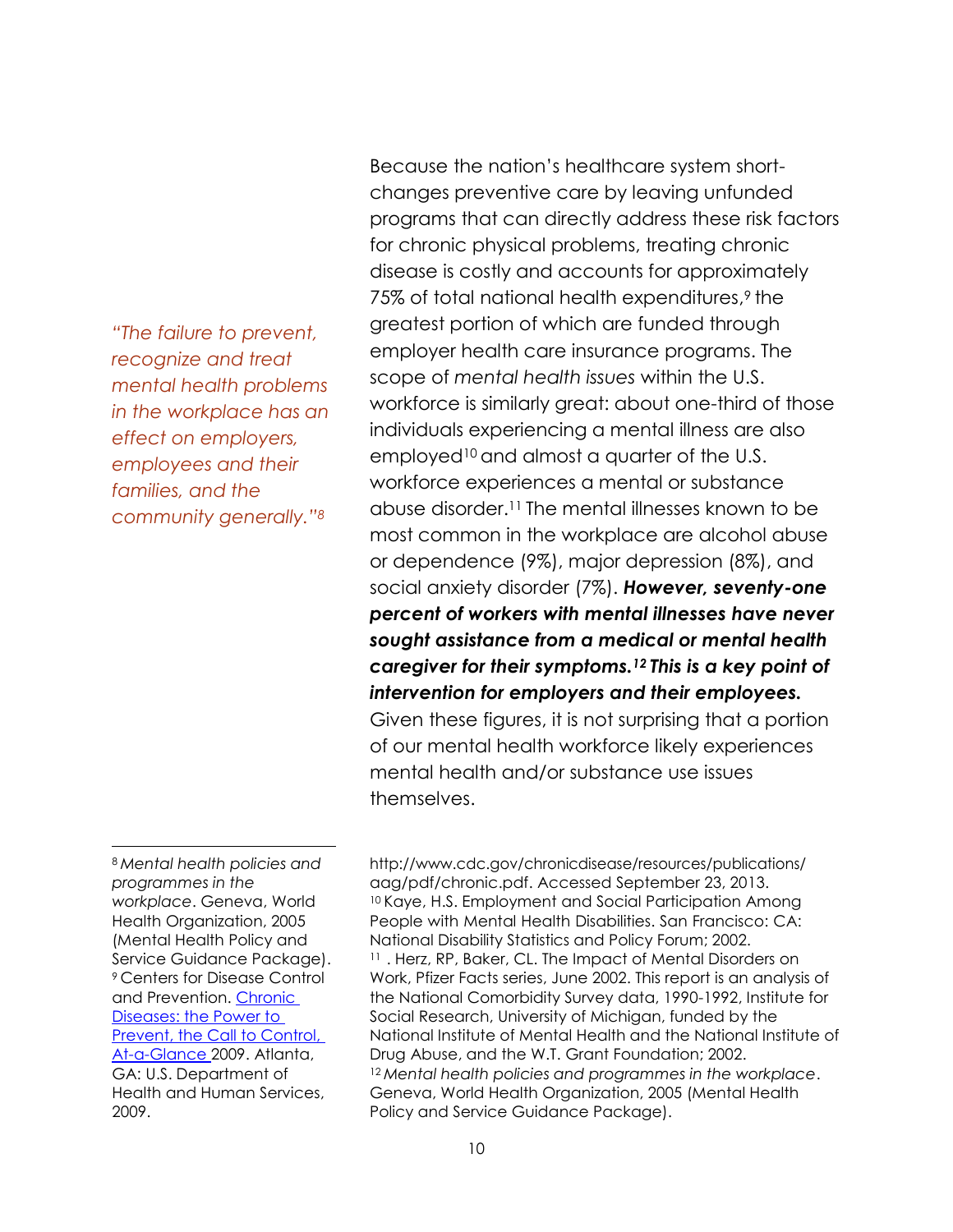*"The failure to prevent, recognize and treat mental health problems in the workplace has an effect on employers, employees and their families, and the community generally."*[8]

Because the nation's healthcare system short-changes preventive care by leaving unfunded programs that can directly address these risk factors for chronic physical problems, treating chronic disease is costly and accounts for approximately 75% of total national health expenditures,[9] the greatest portion of which are funded through employer health care insurance programs. The scope of *mental health issues* within the U.S. workforce is similarly great: about one-third of those individuals experiencing a mental illness are also employed[10] and almost a quarter of the U.S. workforce experiences a mental or substance abuse disorder.[11] The mental illnesses known to be most common in the workplace are alcohol abuse or dependence (9%), major depression (8%), and social anxiety disorder (7%). ***However, seventy-one percent of workers with mental illnesses have never sought assistance from a medical or mental health caregiver for their symptoms.[12] This is a key point of intervention for employers and their employees.*** Given these figures, it is not surprising that a portion of our mental health workforce likely experiences mental health and/or substance use issues themselves.

---

[8] *Mental health policies and programmes in the workplace*. Geneva, World Health Organization, 2005 (Mental Health Policy and Service Guidance Package).

[9] Centers for Disease Control and Prevention. Chronic Diseases: the Power to Prevent, the Call to Control, At-a-Glance 2009. Atlanta, GA: U.S. Department of Health and Human Services, 2009. http://www.cdc.gov/chronicdisease/resources/publications/aag/pdf/chronic.pdf. Accessed September 23, 2013.

[10] Kaye, H.S. Employment and Social Participation Among People with Mental Health Disabilities. San Francisco: CA: National Disability Statistics and Policy Forum; 2002.

[11] . Herz, RP, Baker, CL. The Impact of Mental Disorders on Work, Pfizer Facts series, June 2002. This report is an analysis of the National Comorbidity Survey data, 1990-1992, Institute for Social Research, University of Michigan, funded by the National Institute of Mental Health and the National Institute of Drug Abuse, and the W.T. Grant Foundation; 2002.

[12] *Mental health policies and programmes in the workplace*. Geneva, World Health Organization, 2005 (Mental Health Policy and Service Guidance Package).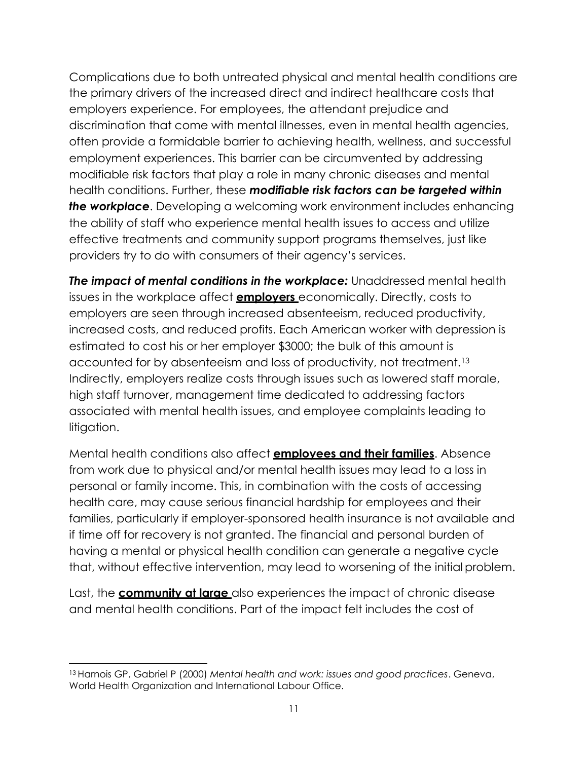Complications due to both untreated physical and mental health conditions are the primary drivers of the increased direct and indirect healthcare costs that employers experience. For employees, the attendant prejudice and discrimination that come with mental illnesses, even in mental health agencies, often provide a formidable barrier to achieving health, wellness, and successful employment experiences. This barrier can be circumvented by addressing modifiable risk factors that play a role in many chronic diseases and mental health conditions. Further, these ***modifiable risk factors can be targeted within the workplace***. Developing a welcoming work environment includes enhancing the ability of staff who experience mental health issues to access and utilize effective treatments and community support programs themselves, just like providers try to do with consumers of their agency's services.

***The impact of mental conditions in the workplace:*** Unaddressed mental health issues in the workplace affect **<u>employers</u>** economically. Directly, costs to employers are seen through increased absenteeism, reduced productivity, increased costs, and reduced profits. Each American worker with depression is estimated to cost his or her employer $3000; the bulk of this amount is accounted for by absenteeism and loss of productivity, not treatment.[13] Indirectly, employers realize costs through issues such as lowered staff morale, high staff turnover, management time dedicated to addressing factors associated with mental health issues, and employee complaints leading to litigation.

Mental health conditions also affect **<u>employees and their families</u>**. Absence from work due to physical and/or mental health issues may lead to a loss in personal or family income. This, in combination with the costs of accessing health care, may cause serious financial hardship for employees and their families, particularly if employer-sponsored health insurance is not available and if time off for recovery is not granted. The financial and personal burden of having a mental or physical health condition can generate a negative cycle that, without effective intervention, may lead to worsening of the initial problem.

Last, the **<u>community at large</u>** also experiences the impact of chronic disease and mental health conditions. Part of the impact felt includes the cost of

---

[13] Harnois GP, Gabriel P (2000) *Mental health and work: issues and good practices*. Geneva, World Health Organization and International Labour Office.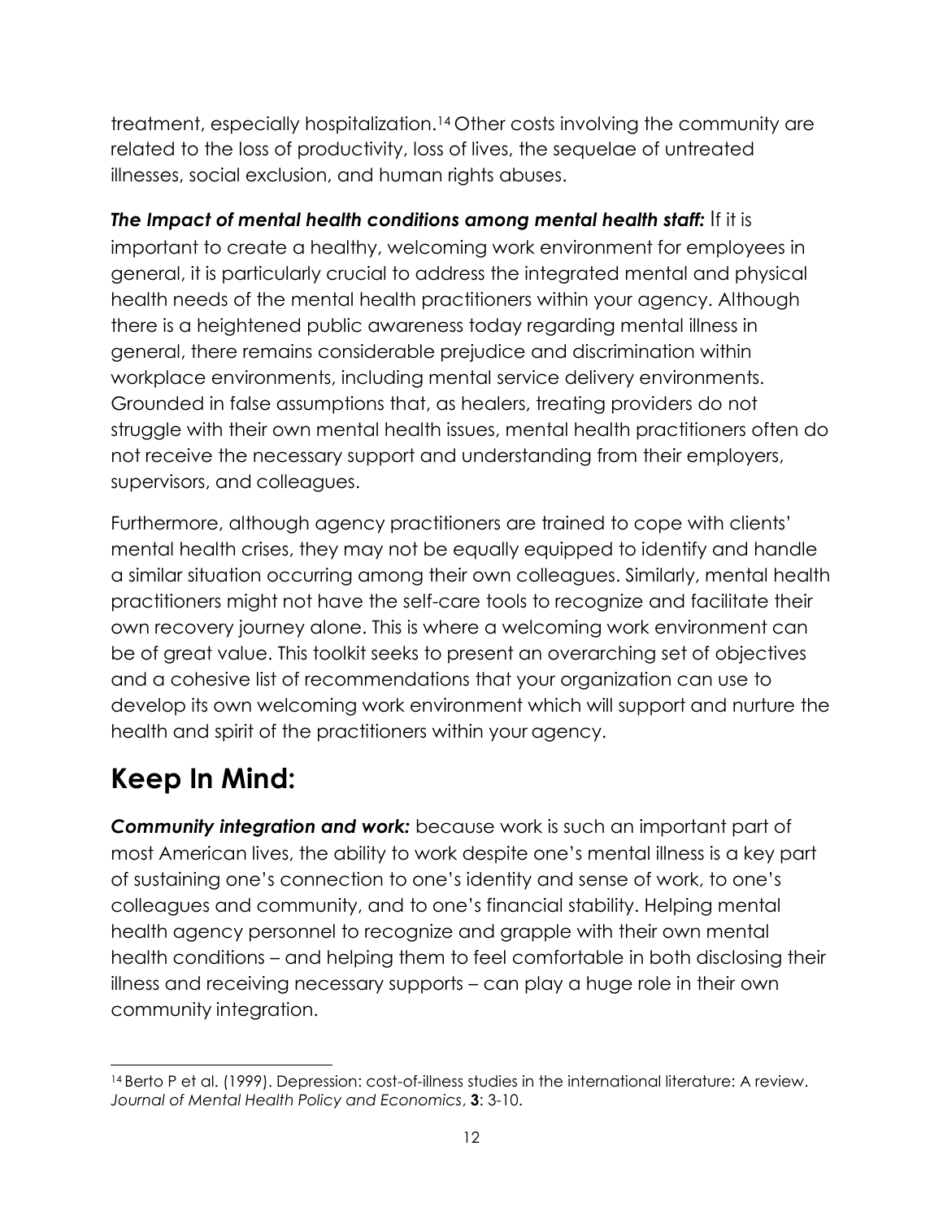treatment, especially hospitalization.[14] Other costs involving the community are related to the loss of productivity, loss of lives, the sequelae of untreated illnesses, social exclusion, and human rights abuses.

***The Impact of mental health conditions among mental health staff:*** If it is important to create a healthy, welcoming work environment for employees in general, it is particularly crucial to address the integrated mental and physical health needs of the mental health practitioners within your agency. Although there is a heightened public awareness today regarding mental illness in general, there remains considerable prejudice and discrimination within workplace environments, including mental service delivery environments. Grounded in false assumptions that, as healers, treating providers do not struggle with their own mental health issues, mental health practitioners often do not receive the necessary support and understanding from their employers, supervisors, and colleagues.

Furthermore, although agency practitioners are trained to cope with clients' mental health crises, they may not be equally equipped to identify and handle a similar situation occurring among their own colleagues. Similarly, mental health practitioners might not have the self-care tools to recognize and facilitate their own recovery journey alone. This is where a welcoming work environment can be of great value. This toolkit seeks to present an overarching set of objectives and a cohesive list of recommendations that your organization can use to develop its own welcoming work environment which will support and nurture the health and spirit of the practitioners within your agency.

## Keep In Mind:

***Community integration and work:*** because work is such an important part of most American lives, the ability to work despite one's mental illness is a key part of sustaining one's connection to one's identity and sense of work, to one's colleagues and community, and to one's financial stability. Helping mental health agency personnel to recognize and grapple with their own mental health conditions – and helping them to feel comfortable in both disclosing their illness and receiving necessary supports – can play a huge role in their own community integration.

---

[14] Berto P et al. (1999). Depression: cost-of-illness studies in the international literature: A review. *Journal of Mental Health Policy and Economics*, **3**: 3-10.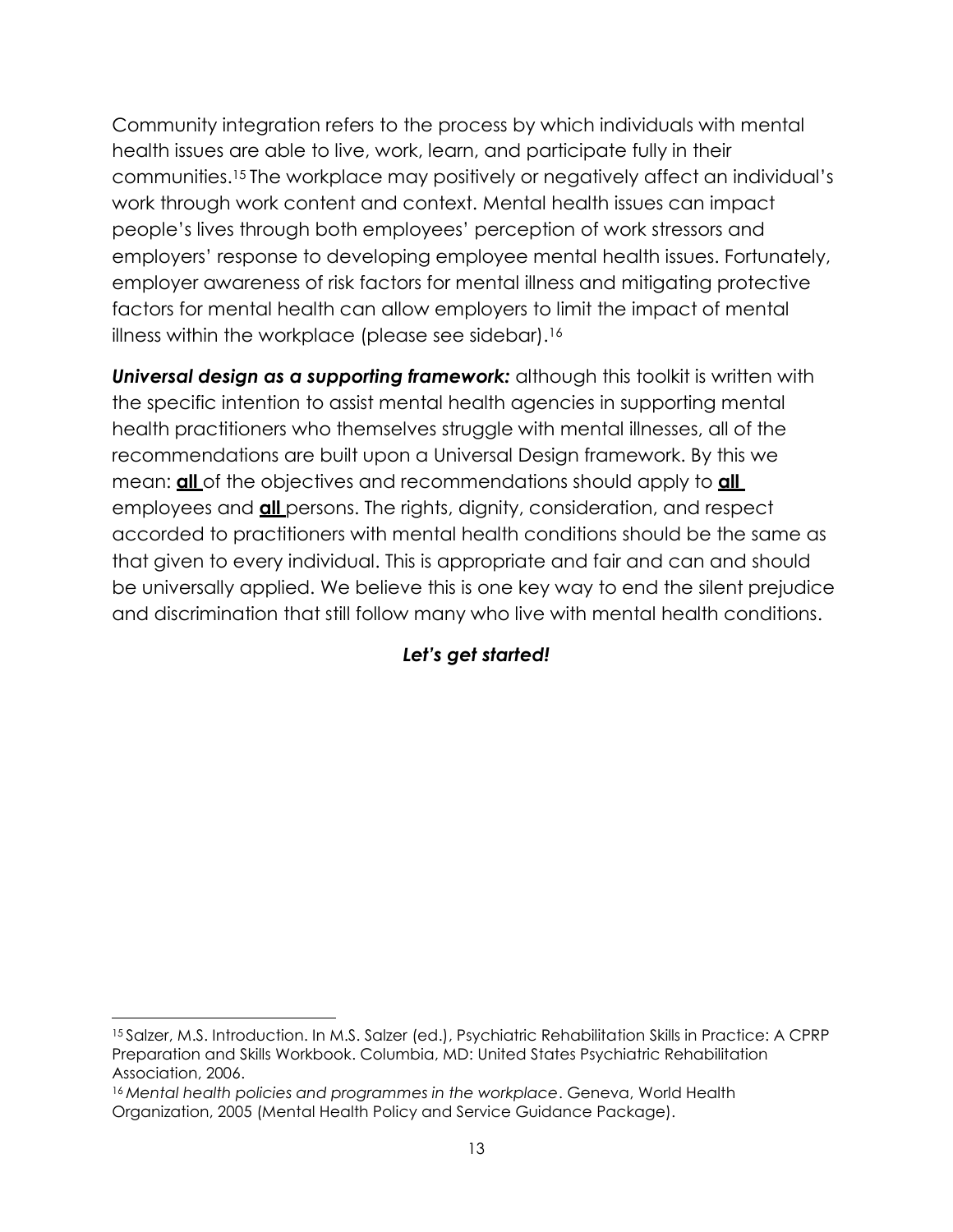Community integration refers to the process by which individuals with mental health issues are able to live, work, learn, and participate fully in their communities.[15] The workplace may positively or negatively affect an individual's work through work content and context. Mental health issues can impact people's lives through both employees' perception of work stressors and employers' response to developing employee mental health issues. Fortunately, employer awareness of risk factors for mental illness and mitigating protective factors for mental health can allow employers to limit the impact of mental illness within the workplace (please see sidebar).[16]

***Universal design as a supporting framework:*** although this toolkit is written with the specific intention to assist mental health agencies in supporting mental health practitioners who themselves struggle with mental illnesses, all of the recommendations are built upon a Universal Design framework. By this we mean: **all** of the objectives and recommendations should apply to **all** employees and **all** persons. The rights, dignity, consideration, and respect accorded to practitioners with mental health conditions should be the same as that given to every individual. This is appropriate and fair and can and should be universally applied. We believe this is one key way to end the silent prejudice and discrimination that still follow many who live with mental health conditions.

***Let's get started!***

---

[15] Salzer, M.S. Introduction. In M.S. Salzer (ed.), Psychiatric Rehabilitation Skills in Practice: A CPRP Preparation and Skills Workbook. Columbia, MD: United States Psychiatric Rehabilitation Association, 2006.

[16] *Mental health policies and programmes in the workplace*. Geneva, World Health Organization, 2005 (Mental Health Policy and Service Guidance Package).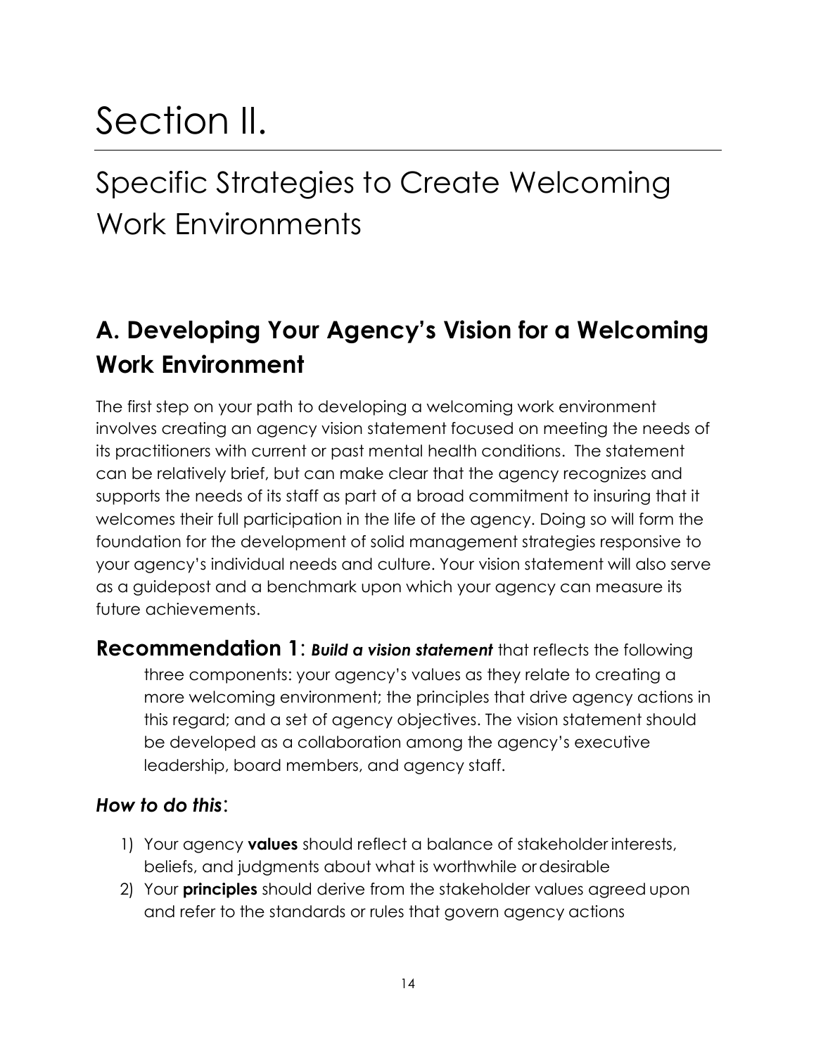# Section II.

## Specific Strategies to Create Welcoming Work Environments

### A. Developing Your Agency's Vision for a Welcoming Work Environment

The first step on your path to developing a welcoming work environment involves creating an agency vision statement focused on meeting the needs of its practitioners with current or past mental health conditions. The statement can be relatively brief, but can make clear that the agency recognizes and supports the needs of its staff as part of a broad commitment to insuring that it welcomes their full participation in the life of the agency. Doing so will form the foundation for the development of solid management strategies responsive to your agency's individual needs and culture. Your vision statement will also serve as a guidepost and a benchmark upon which your agency can measure its future achievements.

**Recommendation 1**: ***Build a vision statement*** that reflects the following three components: your agency's values as they relate to creating a more welcoming environment; the principles that drive agency actions in this regard; and a set of agency objectives. The vision statement should be developed as a collaboration among the agency's executive leadership, board members, and agency staff.

***How to do this***:

1) Your agency **values** should reflect a balance of stakeholder interests, beliefs, and judgments about what is worthwhile or desirable
2) Your **principles** should derive from the stakeholder values agreed upon and refer to the standards or rules that govern agency actions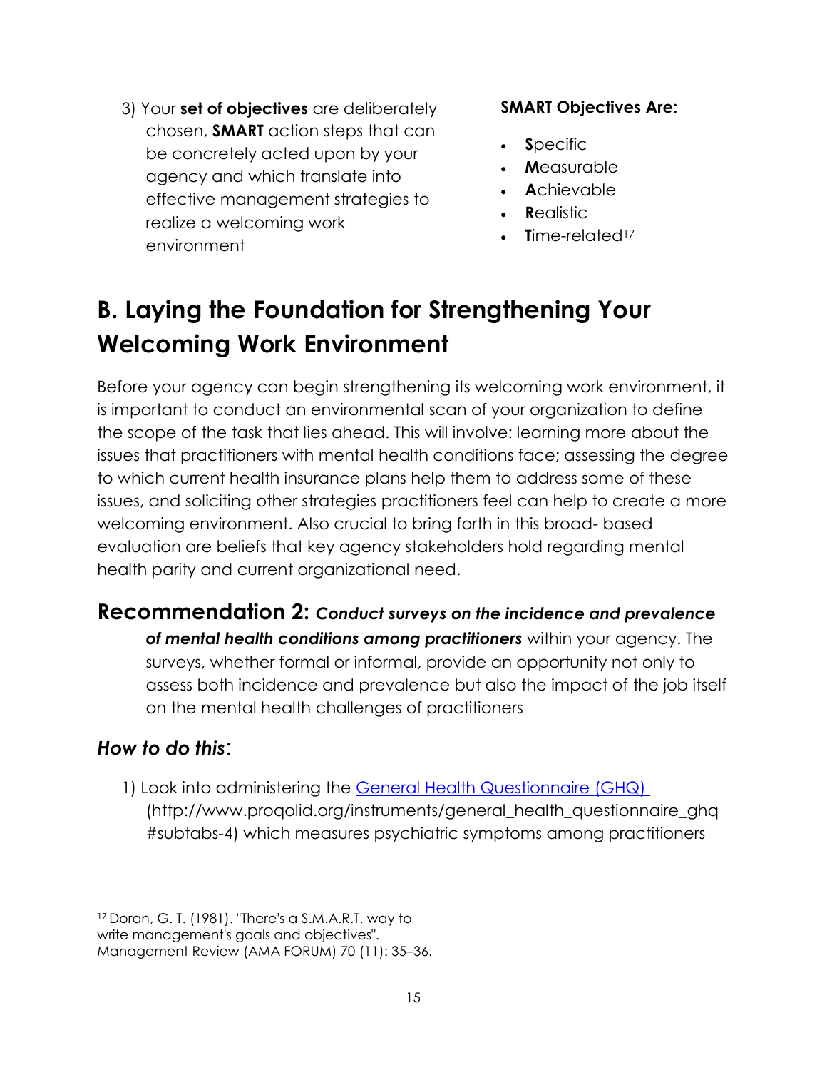3) Your **set of objectives** are deliberately chosen, **SMART** action steps that can be concretely acted upon by your agency and which translate into effective management strategies to realize a welcoming work environment

**SMART Objectives Are:**

- **S**pecific
- **M**easurable
- **A**chievable
- **R**ealistic
- **T**ime-related[17]

## B. Laying the Foundation for Strengthening Your Welcoming Work Environment

Before your agency can begin strengthening its welcoming work environment, it is important to conduct an environmental scan of your organization to define the scope of the task that lies ahead. This will involve: learning more about the issues that practitioners with mental health conditions face; assessing the degree to which current health insurance plans help them to address some of these issues, and soliciting other strategies practitioners feel can help to create a more welcoming environment. Also crucial to bring forth in this broad- based evaluation are beliefs that key agency stakeholders hold regarding mental health parity and current organizational need.

### Recommendation 2: *Conduct surveys on the incidence and prevalence of mental health conditions among practitioners* within your agency.

The surveys, whether formal or informal, provide an opportunity not only to assess both incidence and prevalence but also the impact of the job itself on the mental health challenges of practitioners

### *How to do this*:

1) Look into administering the [General Health Questionnaire (GHQ)](http://www.proqolid.org/instruments/general_health_questionnaire_ghq#subtabs-4) (http://www.proqolid.org/instruments/general_health_questionnaire_ghq #subtabs-4) which measures psychiatric symptoms among practitioners

---

[17] Doran, G. T. (1981). "There's a S.M.A.R.T. way to write management's goals and objectives". Management Review (AMA FORUM) 70 (11): 35–36.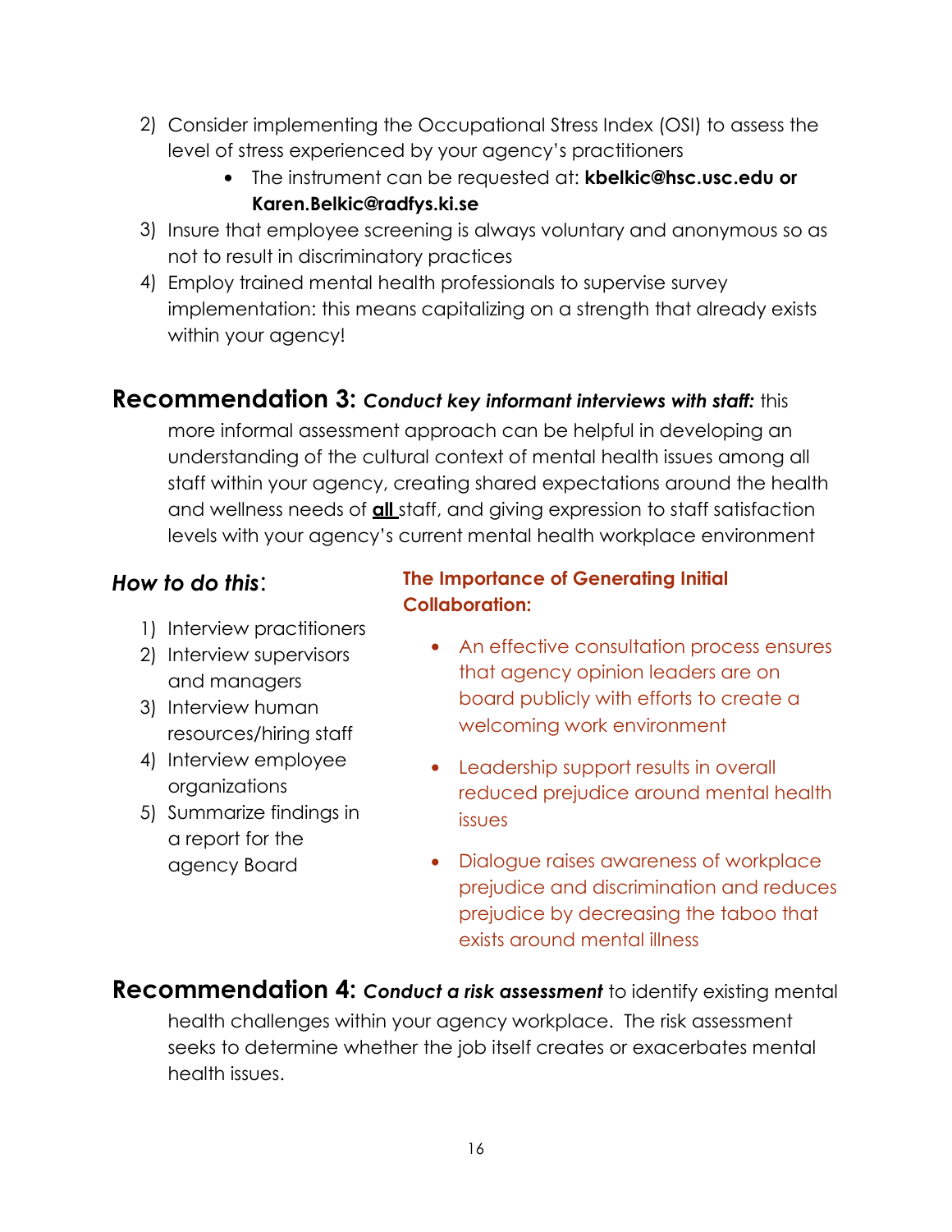2) Consider implementing the Occupational Stress Index (OSI) to assess the level of stress experienced by your agency's practitioners
   - The instrument can be requested at: **kbelkic@hsc.usc.edu or Karen.Belkic@radfys.ki.se**
3) Insure that employee screening is always voluntary and anonymous so as not to result in discriminatory practices
4) Employ trained mental health professionals to supervise survey implementation: this means capitalizing on a strength that already exists within your agency!

## Recommendation 3: ***Conduct key informant interviews with staff:*** this more informal assessment approach can be helpful in developing an understanding of the cultural context of mental health issues among all staff within your agency, creating shared expectations around the health and wellness needs of **all** staff, and giving expression to staff satisfaction levels with your agency's current mental health workplace environment

### *How to do this*:

1) Interview practitioners
2) Interview supervisors and managers
3) Interview human resources/hiring staff
4) Interview employee organizations
5) Summarize findings in a report for the agency Board

**The Importance of Generating Initial Collaboration:**

- An effective consultation process ensures that agency opinion leaders are on board publicly with efforts to create a welcoming work environment
- Leadership support results in overall reduced prejudice around mental health issues
- Dialogue raises awareness of workplace prejudice and discrimination and reduces prejudice by decreasing the taboo that exists around mental illness

## Recommendation 4: ***Conduct a risk assessment*** to identify existing mental health challenges within your agency workplace. The risk assessment seeks to determine whether the job itself creates or exacerbates mental health issues.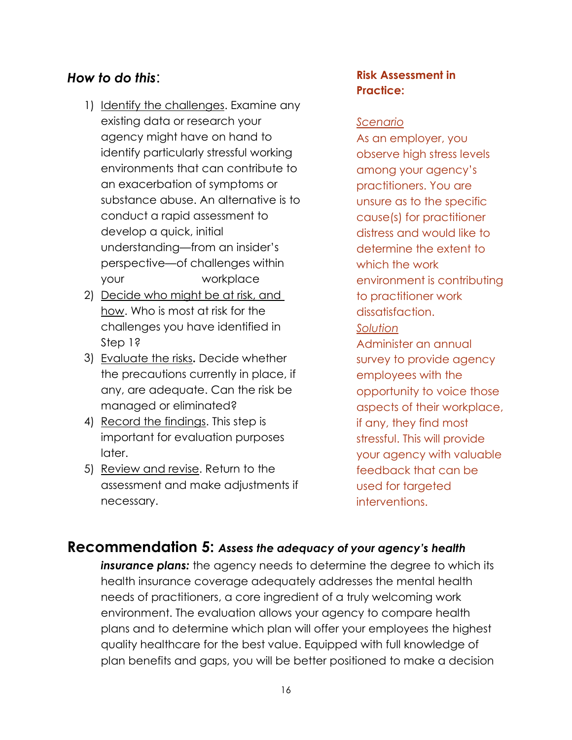### *How to do this*:

1) Identify the challenges. Examine any existing data or research your agency might have on hand to identify particularly stressful working environments that can contribute to an exacerbation of symptoms or substance abuse. An alternative is to conduct a rapid assessment to develop a quick, initial understanding—from an insider's perspective—of challenges within your workplace
2) Decide who might be at risk, and how. Who is most at risk for the challenges you have identified in Step 1?
3) Evaluate the risks**.** Decide whether the precautions currently in place, if any, are adequate. Can the risk be managed or eliminated?
4) Record the findings. This step is important for evaluation purposes later.
5) Review and revise. Return to the assessment and make adjustments if necessary.

**Risk Assessment in Practice:**

*Scenario*

As an employer, you observe high stress levels among your agency's practitioners. You are unsure as to the specific cause(s) for practitioner distress and would like to determine the extent to which the work environment is contributing to practitioner work dissatisfaction.

*Solution*

Administer an annual survey to provide agency employees with the opportunity to voice those aspects of their workplace, if any, they find most stressful. This will provide your agency with valuable feedback that can be used for targeted interventions.

## Recommendation 5: ***Assess the adequacy of your agency's health insurance plans:***

the agency needs to determine the degree to which its health insurance coverage adequately addresses the mental health needs of practitioners, a core ingredient of a truly welcoming work environment. The evaluation allows your agency to compare health plans and to determine which plan will offer your employees the highest quality healthcare for the best value. Equipped with full knowledge of plan benefits and gaps, you will be better positioned to make a decision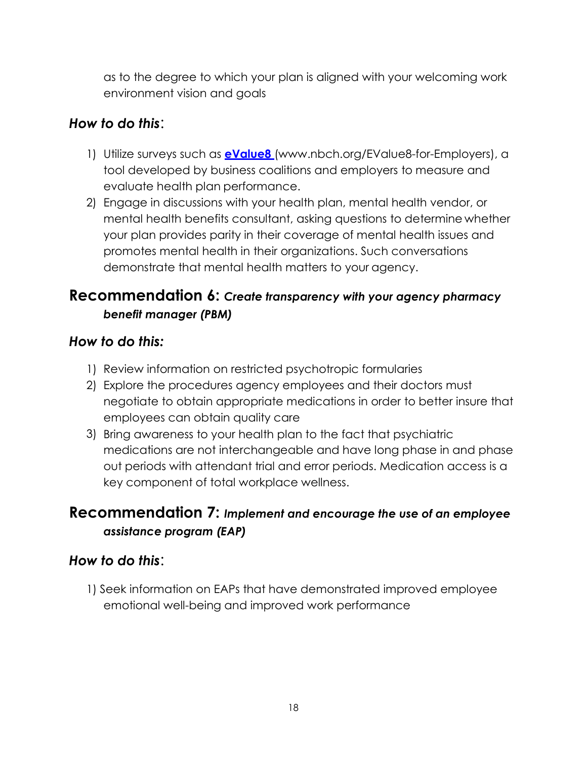as to the degree to which your plan is aligned with your welcoming work environment vision and goals

### *How to do this*:

1) Utilize surveys such as **eValue8** (www.nbch.org/EValue8-for-Employers), a tool developed by business coalitions and employers to measure and evaluate health plan performance.
2) Engage in discussions with your health plan, mental health vendor, or mental health benefits consultant, asking questions to determine whether your plan provides parity in their coverage of mental health issues and promotes mental health in their organizations. Such conversations demonstrate that mental health matters to your agency.

## Recommendation 6: *Create transparency with your agency pharmacy benefit manager (PBM)*

### *How to do this:*

1) Review information on restricted psychotropic formularies
2) Explore the procedures agency employees and their doctors must negotiate to obtain appropriate medications in order to better insure that employees can obtain quality care
3) Bring awareness to your health plan to the fact that psychiatric medications are not interchangeable and have long phase in and phase out periods with attendant trial and error periods. Medication access is a key component of total workplace wellness.

## Recommendation 7: *Implement and encourage the use of an employee assistance program (EAP)*

### *How to do this*:

1) Seek information on EAPs that have demonstrated improved employee emotional well-being and improved work performance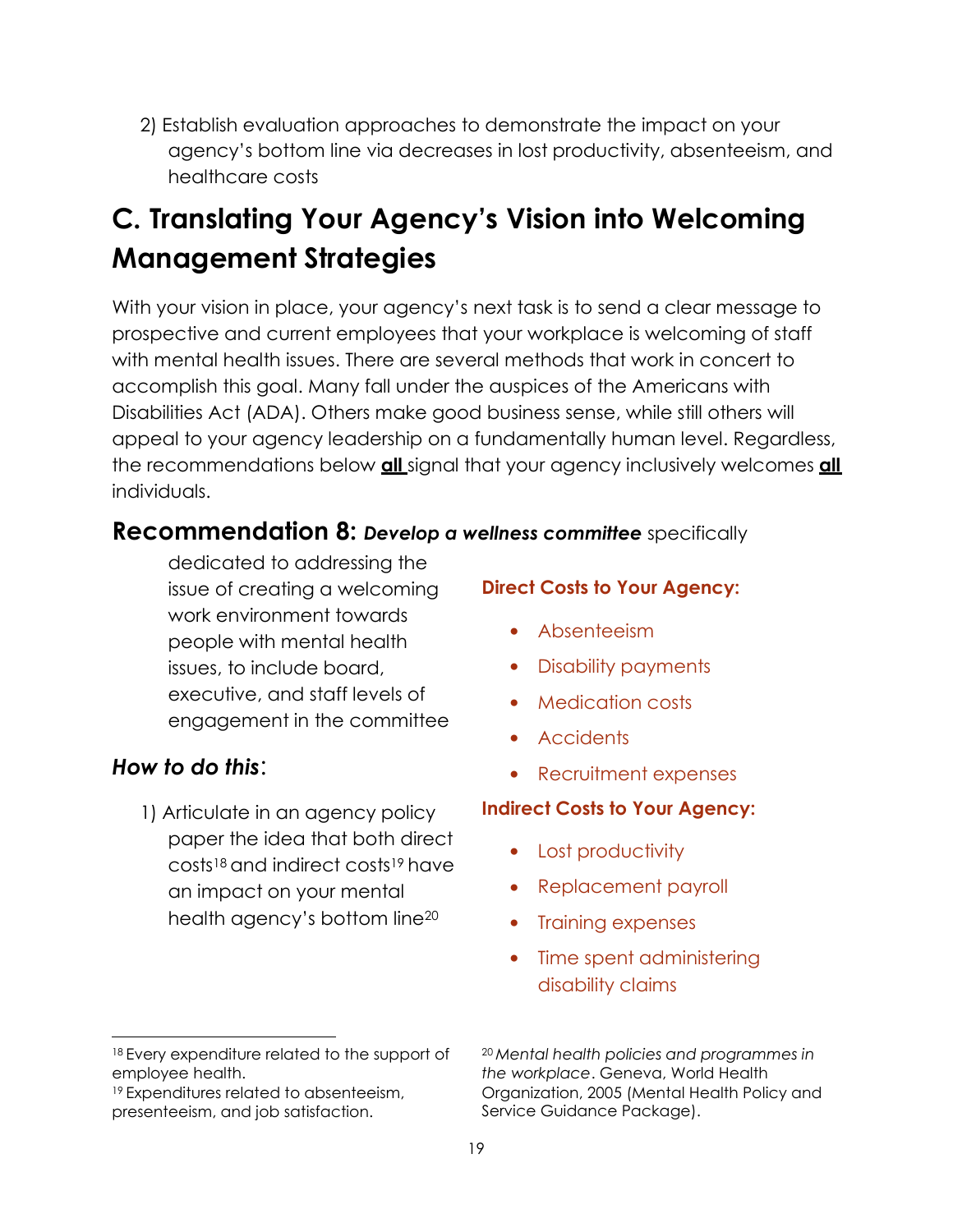2) Establish evaluation approaches to demonstrate the impact on your agency's bottom line via decreases in lost productivity, absenteeism, and healthcare costs

## C. Translating Your Agency's Vision into Welcoming Management Strategies

With your vision in place, your agency's next task is to send a clear message to prospective and current employees that your workplace is welcoming of staff with mental health issues. There are several methods that work in concert to accomplish this goal. Many fall under the auspices of the Americans with Disabilities Act (ADA). Others make good business sense, while still others will appeal to your agency leadership on a fundamentally human level. Regardless, the recommendations below **all** signal that your agency inclusively welcomes **all** individuals.

### Recommendation 8: ***Develop a wellness committee*** specifically dedicated to addressing the issue of creating a welcoming work environment towards people with mental health issues, to include board, executive, and staff levels of engagement in the committee

***How to do this*:**

1) Articulate in an agency policy paper the idea that both direct costs[18] and indirect costs[19] have an impact on your mental health agency's bottom line[20]

**Direct Costs to Your Agency:**

- Absenteeism
- Disability payments
- Medication costs
- Accidents
- Recruitment expenses

**Indirect Costs to Your Agency:**

- Lost productivity
- Replacement payroll
- Training expenses
- Time spent administering disability claims

---

[18] Every expenditure related to the support of employee health.

[19] Expenditures related to absenteeism, presenteeism, and job satisfaction.

[20] *Mental health policies and programmes in the workplace*. Geneva, World Health Organization, 2005 (Mental Health Policy and Service Guidance Package).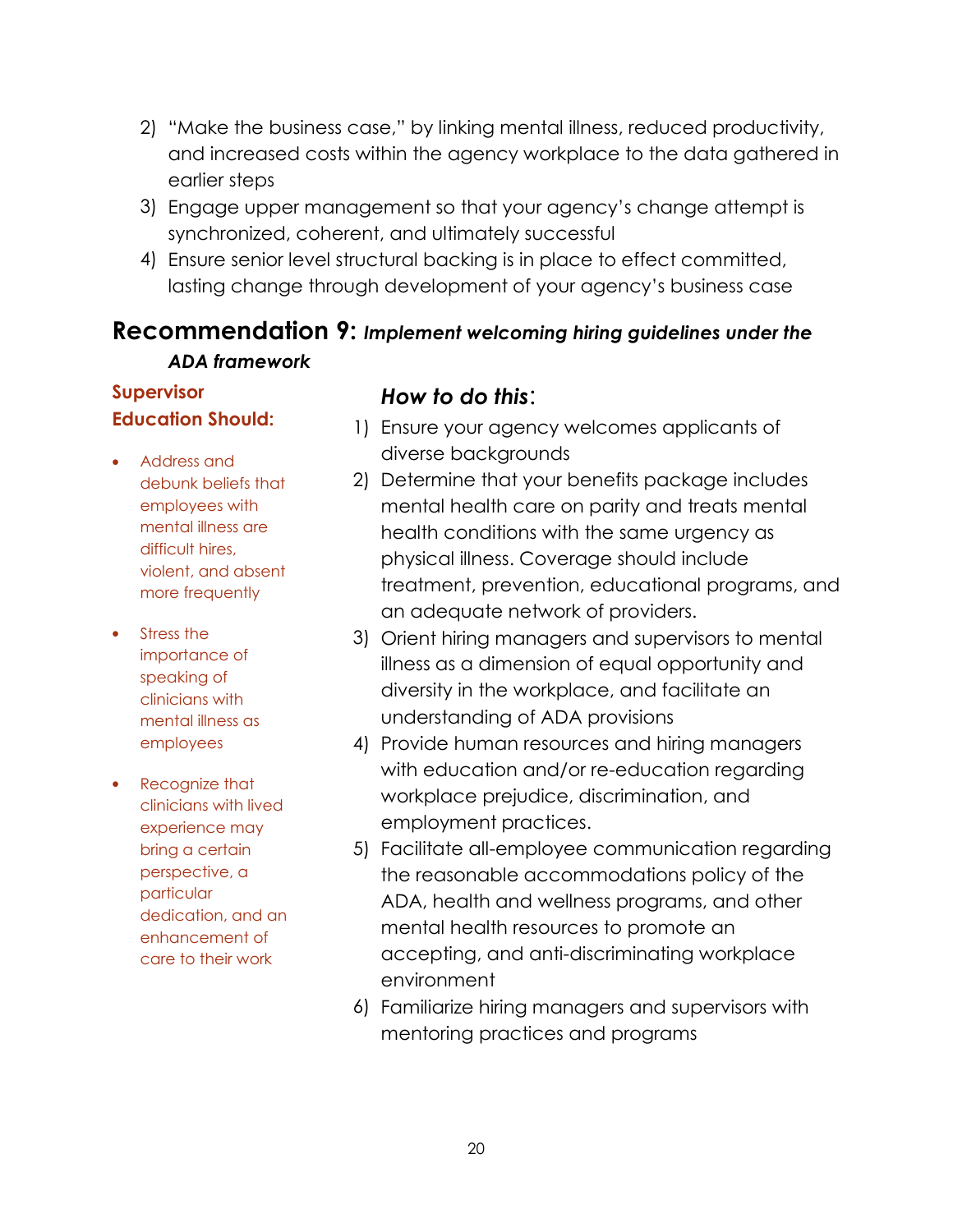2) "Make the business case," by linking mental illness, reduced productivity, and increased costs within the agency workplace to the data gathered in earlier steps
3) Engage upper management so that your agency's change attempt is synchronized, coherent, and ultimately successful
4) Ensure senior level structural backing is in place to effect committed, lasting change through development of your agency's business case

## Recommendation 9: *Implement welcoming hiring guidelines under the ADA framework*

### *How to do this*:

1) Ensure your agency welcomes applicants of diverse backgrounds
2) Determine that your benefits package includes mental health care on parity and treats mental health conditions with the same urgency as physical illness. Coverage should include treatment, prevention, educational programs, and an adequate network of providers.
3) Orient hiring managers and supervisors to mental illness as a dimension of equal opportunity and diversity in the workplace, and facilitate an understanding of ADA provisions
4) Provide human resources and hiring managers with education and/or re-education regarding workplace prejudice, discrimination, and employment practices.
5) Facilitate all-employee communication regarding the reasonable accommodations policy of the ADA, health and wellness programs, and other mental health resources to promote an accepting, and anti-discriminating workplace environment
6) Familiarize hiring managers and supervisors with mentoring practices and programs

**Supervisor Education Should:**

- Address and debunk beliefs that employees with mental illness are difficult hires, violent, and absent more frequently
- Stress the importance of speaking of clinicians with mental illness as employees
- Recognize that clinicians with lived experience may bring a certain perspective, a particular dedication, and an enhancement of care to their work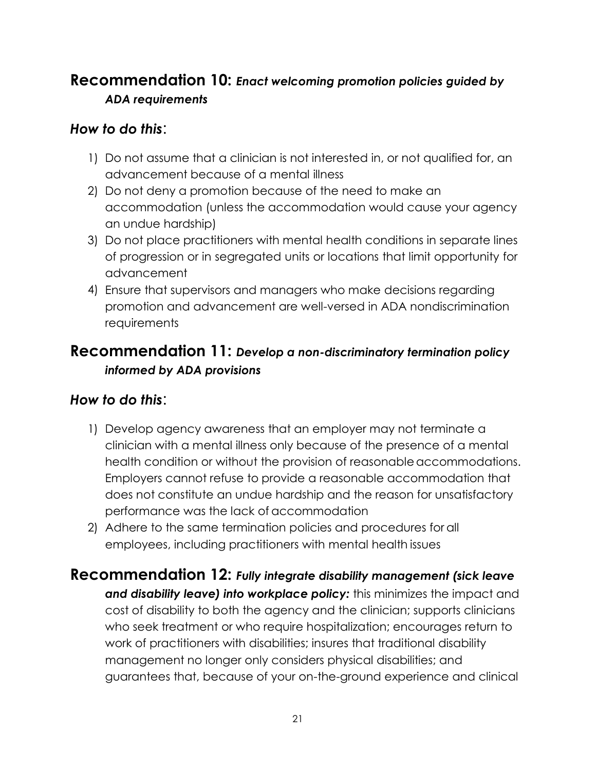## Recommendation 10: *Enact welcoming promotion policies guided by ADA requirements*

### *How to do this*:

1) Do not assume that a clinician is not interested in, or not qualified for, an advancement because of a mental illness
2) Do not deny a promotion because of the need to make an accommodation (unless the accommodation would cause your agency an undue hardship)
3) Do not place practitioners with mental health conditions in separate lines of progression or in segregated units or locations that limit opportunity for advancement
4) Ensure that supervisors and managers who make decisions regarding promotion and advancement are well-versed in ADA nondiscrimination requirements

## Recommendation 11: *Develop a non-discriminatory termination policy informed by ADA provisions*

### *How to do this*:

1) Develop agency awareness that an employer may not terminate a clinician with a mental illness only because of the presence of a mental health condition or without the provision of reasonable accommodations. Employers cannot refuse to provide a reasonable accommodation that does not constitute an undue hardship and the reason for unsatisfactory performance was the lack of accommodation
2) Adhere to the same termination policies and procedures for all employees, including practitioners with mental health issues

## Recommendation 12: *Fully integrate disability management (sick leave and disability leave) into workplace policy:* this minimizes the impact and cost of disability to both the agency and the clinician; supports clinicians who seek treatment or who require hospitalization; encourages return to work of practitioners with disabilities; insures that traditional disability management no longer only considers physical disabilities; and guarantees that, because of your on-the-ground experience and clinical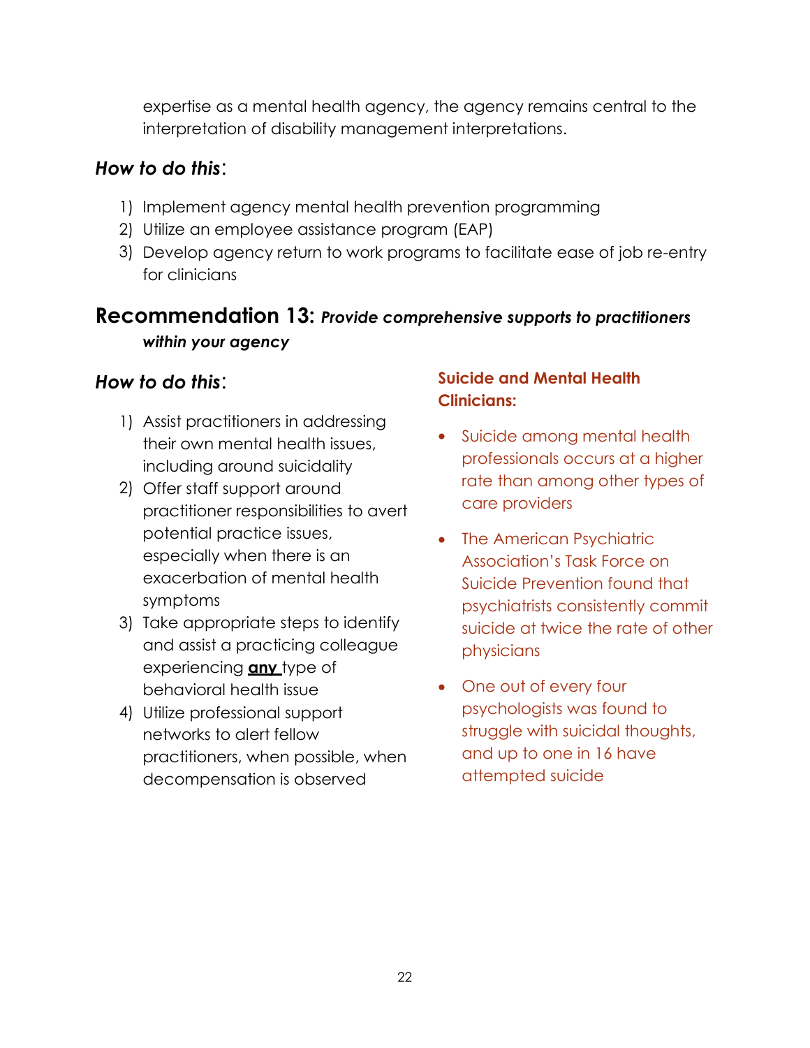expertise as a mental health agency, the agency remains central to the interpretation of disability management interpretations.

### *How to do this*:

1) Implement agency mental health prevention programming
2) Utilize an employee assistance program (EAP)
3) Develop agency return to work programs to facilitate ease of job re-entry for clinicians

## Recommendation 13: *Provide comprehensive supports to practitioners within your agency*

### *How to do this*:

1) Assist practitioners in addressing their own mental health issues, including around suicidality
2) Offer staff support around practitioner responsibilities to avert potential practice issues, especially when there is an exacerbation of mental health symptoms
3) Take appropriate steps to identify and assist a practicing colleague experiencing **any** type of behavioral health issue
4) Utilize professional support networks to alert fellow practitioners, when possible, when decompensation is observed

**Suicide and Mental Health Clinicians:**

- Suicide among mental health professionals occurs at a higher rate than among other types of care providers
- The American Psychiatric Association's Task Force on Suicide Prevention found that psychiatrists consistently commit suicide at twice the rate of other physicians
- One out of every four psychologists was found to struggle with suicidal thoughts, and up to one in 16 have attempted suicide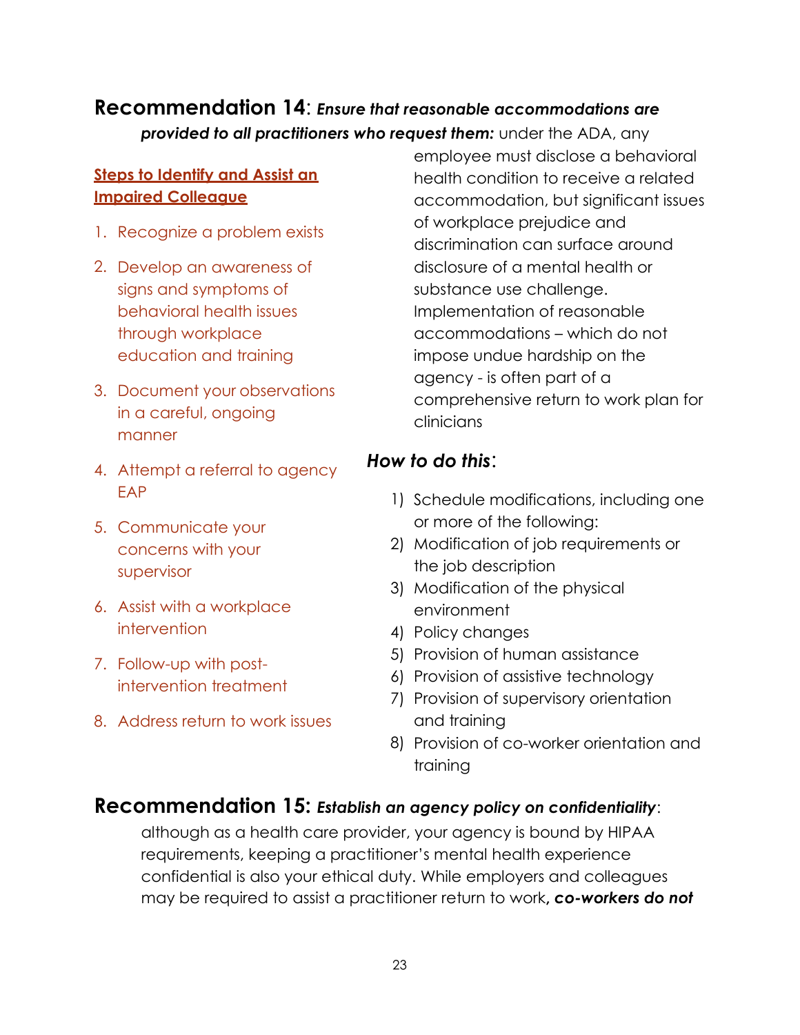## Recommendation 14: *Ensure that reasonable accommodations are provided to all practitioners who request them:*

under the ADA, any employee must disclose a behavioral health condition to receive a related accommodation, but significant issues of workplace prejudice and discrimination can surface around disclosure of a mental health or substance use challenge. Implementation of reasonable accommodations – which do not impose undue hardship on the agency - is often part of a comprehensive return to work plan for clinicians

**Steps to Identify and Assist an Impaired Colleague**

1. Recognize a problem exists
2. Develop an awareness of signs and symptoms of behavioral health issues through workplace education and training
3. Document your observations in a careful, ongoing manner
4. Attempt a referral to agency EAP
5. Communicate your concerns with your supervisor
6. Assist with a workplace intervention
7. Follow-up with post-intervention treatment
8. Address return to work issues

### *How to do this*:

1) Schedule modifications, including one or more of the following:
2) Modification of job requirements or the job description
3) Modification of the physical environment
4) Policy changes
5) Provision of human assistance
6) Provision of assistive technology
7) Provision of supervisory orientation and training
8) Provision of co-worker orientation and training

## Recommendation 15: *Establish an agency policy on confidentiality*:

although as a health care provider, your agency is bound by HIPAA requirements, keeping a practitioner's mental health experience confidential is also your ethical duty. While employers and colleagues may be required to assist a practitioner return to work**, *co-workers do not***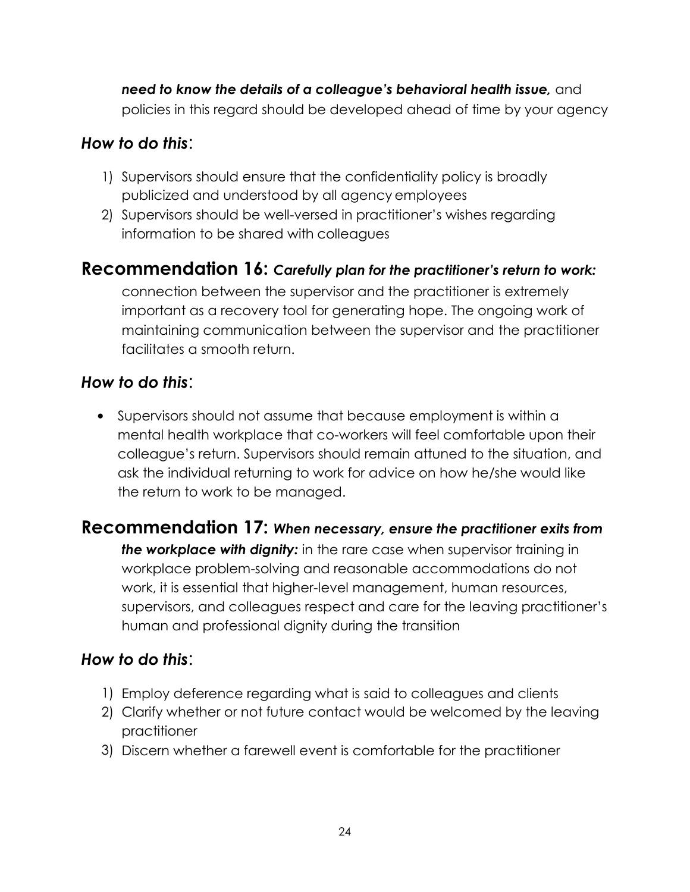***need to know the details of a colleague's behavioral health issue,*** and policies in this regard should be developed ahead of time by your agency

### *How to do this*:

1) Supervisors should ensure that the confidentiality policy is broadly publicized and understood by all agency employees
2) Supervisors should be well-versed in practitioner's wishes regarding information to be shared with colleagues

## Recommendation 16: *Carefully plan for the practitioner's return to work:*

connection between the supervisor and the practitioner is extremely important as a recovery tool for generating hope. The ongoing work of maintaining communication between the supervisor and the practitioner facilitates a smooth return.

### *How to do this*:

- Supervisors should not assume that because employment is within a mental health workplace that co-workers will feel comfortable upon their colleague's return. Supervisors should remain attuned to the situation, and ask the individual returning to work for advice on how he/she would like the return to work to be managed.

## Recommendation 17: *When necessary, ensure the practitioner exits from the workplace with dignity:*

in the rare case when supervisor training in workplace problem-solving and reasonable accommodations do not work, it is essential that higher-level management, human resources, supervisors, and colleagues respect and care for the leaving practitioner's human and professional dignity during the transition

### *How to do this*:

1) Employ deference regarding what is said to colleagues and clients
2) Clarify whether or not future contact would be welcomed by the leaving practitioner
3) Discern whether a farewell event is comfortable for the practitioner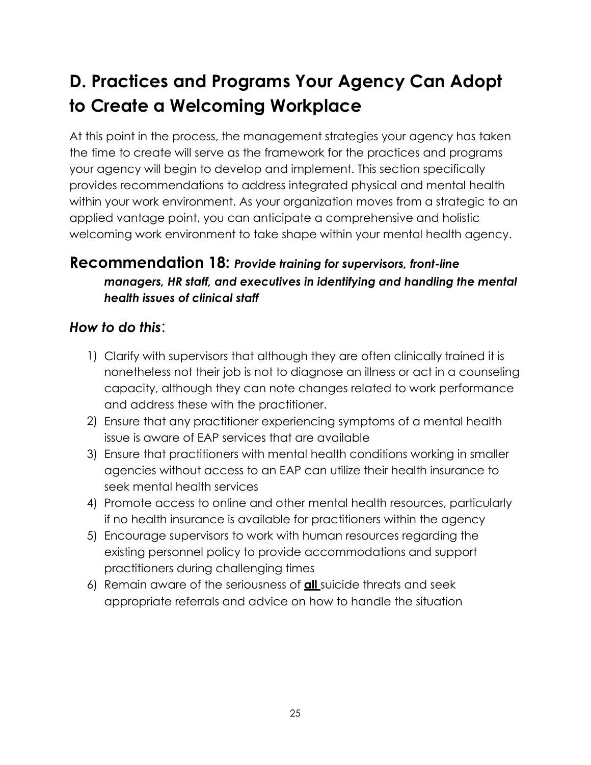# D. Practices and Programs Your Agency Can Adopt to Create a Welcoming Workplace

At this point in the process, the management strategies your agency has taken the time to create will serve as the framework for the practices and programs your agency will begin to develop and implement. This section specifically provides recommendations to address integrated physical and mental health within your work environment. As your organization moves from a strategic to an applied vantage point, you can anticipate a comprehensive and holistic welcoming work environment to take shape within your mental health agency.

## Recommendation 18: *Provide training for supervisors, front-line managers, HR staff, and executives in identifying and handling the mental health issues of clinical staff*

### *How to do this*:

1) Clarify with supervisors that although they are often clinically trained it is nonetheless not their job is not to diagnose an illness or act in a counseling capacity, although they can note changes related to work performance and address these with the practitioner.
2) Ensure that any practitioner experiencing symptoms of a mental health issue is aware of EAP services that are available
3) Ensure that practitioners with mental health conditions working in smaller agencies without access to an EAP can utilize their health insurance to seek mental health services
4) Promote access to online and other mental health resources, particularly if no health insurance is available for practitioners within the agency
5) Encourage supervisors to work with human resources regarding the existing personnel policy to provide accommodations and support practitioners during challenging times
6) Remain aware of the seriousness of **all** suicide threats and seek appropriate referrals and advice on how to handle the situation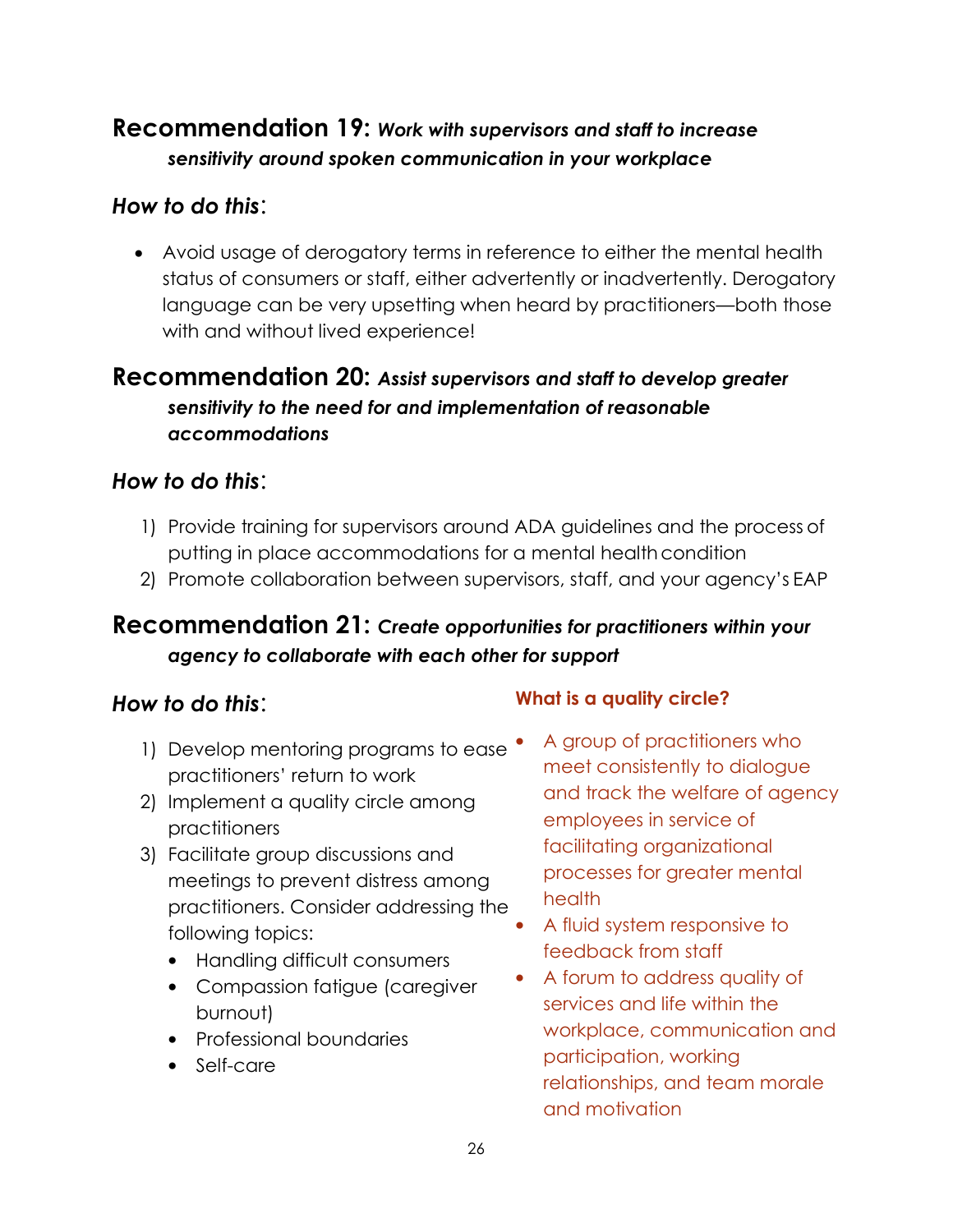## Recommendation 19: *Work with supervisors and staff to increase sensitivity around spoken communication in your workplace*

### *How to do this*:

- Avoid usage of derogatory terms in reference to either the mental health status of consumers or staff, either advertently or inadvertently. Derogatory language can be very upsetting when heard by practitioners—both those with and without lived experience!

## Recommendation 20: *Assist supervisors and staff to develop greater sensitivity to the need for and implementation of reasonable accommodations*

### *How to do this*:

1) Provide training for supervisors around ADA guidelines and the process of putting in place accommodations for a mental health condition
2) Promote collaboration between supervisors, staff, and your agency's EAP

## Recommendation 21: *Create opportunities for practitioners within your agency to collaborate with each other for support*

### *How to do this*:

1) Develop mentoring programs to ease practitioners' return to work
2) Implement a quality circle among practitioners
3) Facilitate group discussions and meetings to prevent distress among practitioners. Consider addressing the following topics:
   - Handling difficult consumers
   - Compassion fatigue (caregiver burnout)
   - Professional boundaries
   - Self-care

**What is a quality circle?**

- A group of practitioners who meet consistently to dialogue and track the welfare of agency employees in service of facilitating organizational processes for greater mental health
- A fluid system responsive to feedback from staff
- A forum to address quality of services and life within the workplace, communication and participation, working relationships, and team morale and motivation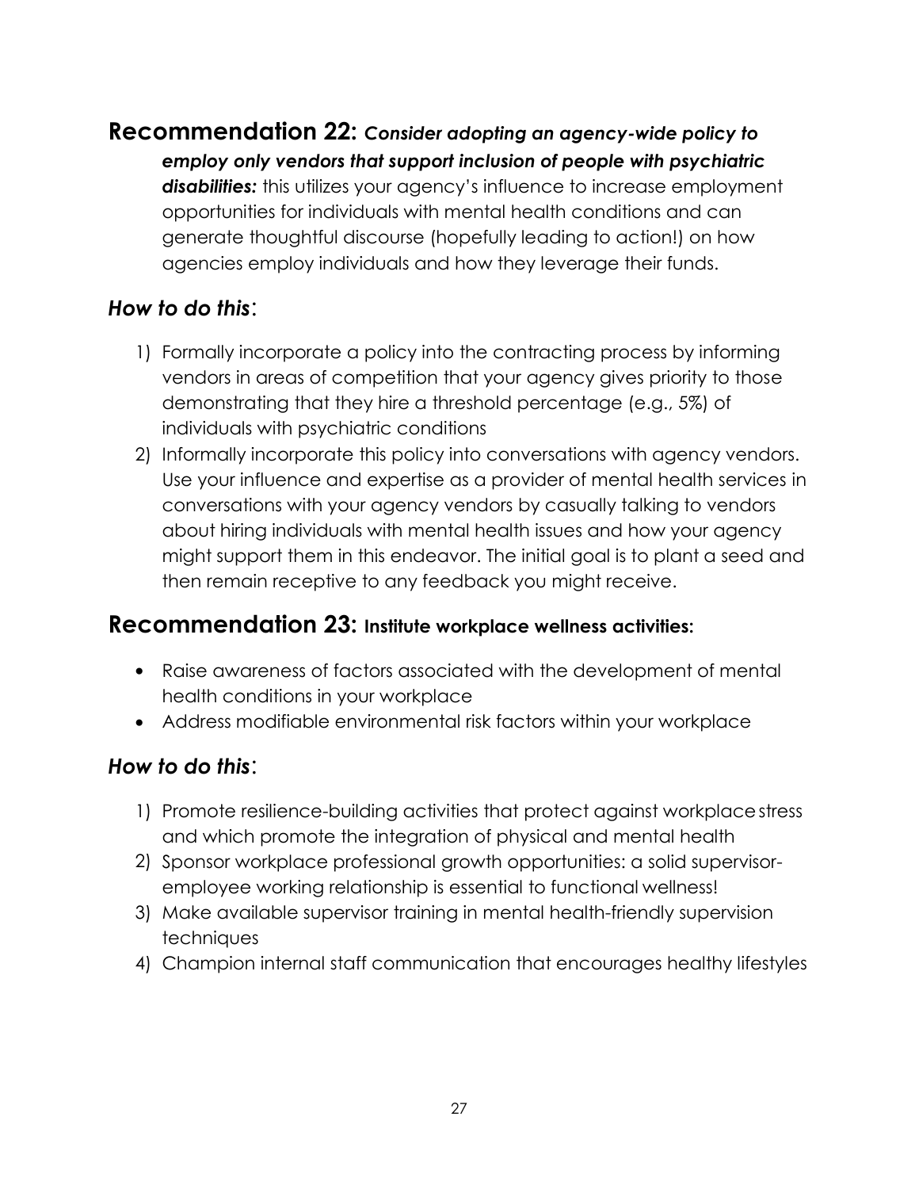## Recommendation 22: *Consider adopting an agency-wide policy to employ only vendors that support inclusion of people with psychiatric disabilities:* 

this utilizes your agency's influence to increase employment opportunities for individuals with mental health conditions and can generate thoughtful discourse (hopefully leading to action!) on how agencies employ individuals and how they leverage their funds.

### *How to do this*:

1) Formally incorporate a policy into the contracting process by informing vendors in areas of competition that your agency gives priority to those demonstrating that they hire a threshold percentage (e.g., 5%) of individuals with psychiatric conditions
2) Informally incorporate this policy into conversations with agency vendors. Use your influence and expertise as a provider of mental health services in conversations with your agency vendors by casually talking to vendors about hiring individuals with mental health issues and how your agency might support them in this endeavor. The initial goal is to plant a seed and then remain receptive to any feedback you might receive.

## Recommendation 23: Institute workplace wellness activities:

- Raise awareness of factors associated with the development of mental health conditions in your workplace
- Address modifiable environmental risk factors within your workplace

### *How to do this*:

1) Promote resilience-building activities that protect against workplace stress and which promote the integration of physical and mental health
2) Sponsor workplace professional growth opportunities: a solid supervisor-employee working relationship is essential to functional wellness!
3) Make available supervisor training in mental health-friendly supervision techniques
4) Champion internal staff communication that encourages healthy lifestyles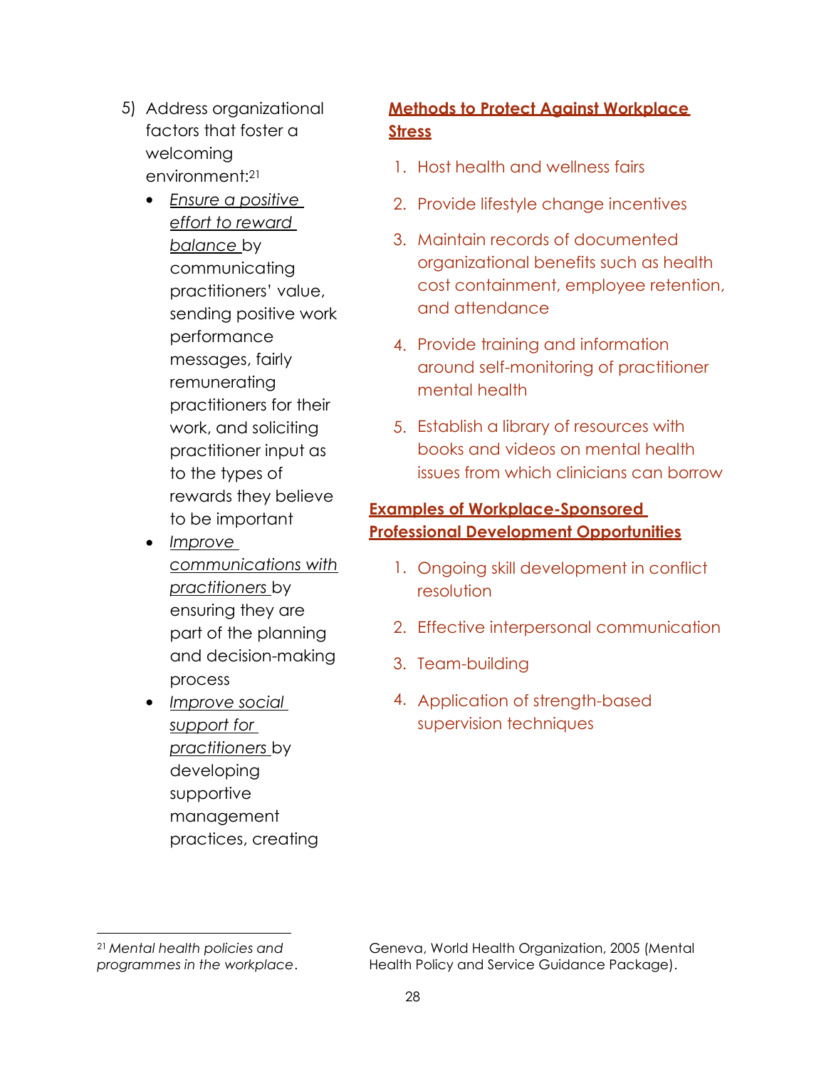5) Address organizational factors that foster a welcoming environment:[21]

   - *Ensure a positive effort to reward balance* by communicating practitioners' value, sending positive work performance messages, fairly remunerating practitioners for their work, and soliciting practitioner input as to the types of rewards they believe to be important
   - *Improve communications with practitioners* by ensuring they are part of the planning and decision-making process
   - *Improve social support for practitioners* by developing supportive management practices, creating

**Methods to Protect Against Workplace Stress**

1. Host health and wellness fairs
2. Provide lifestyle change incentives
3. Maintain records of documented organizational benefits such as health cost containment, employee retention, and attendance
4. Provide training and information around self-monitoring of practitioner mental health
5. Establish a library of resources with books and videos on mental health issues from which clinicians can borrow

**Examples of Workplace-Sponsored Professional Development Opportunities**

1. Ongoing skill development in conflict resolution
2. Effective interpersonal communication
3. Team-building
4. Application of strength-based supervision techniques

---

[21] *Mental health policies and programmes in the workplace*. Geneva, World Health Organization, 2005 (Mental Health Policy and Service Guidance Package).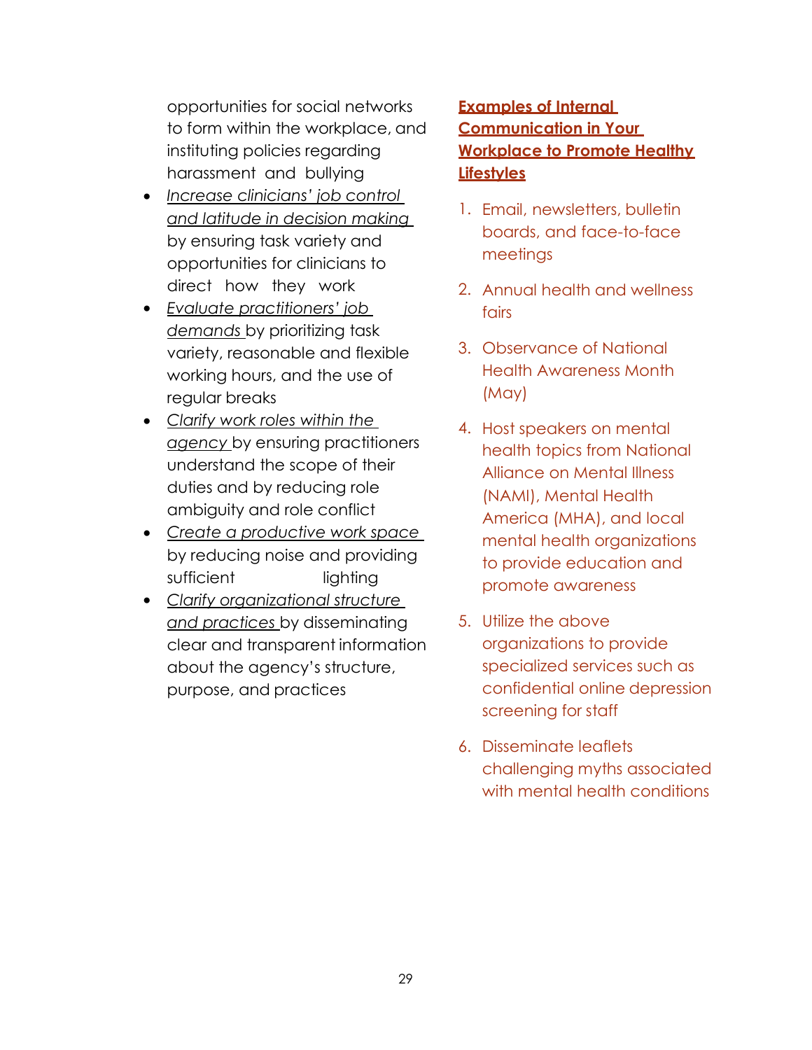opportunities for social networks to form within the workplace, and instituting policies regarding harassment and bullying

- *Increase clinicians' job control and latitude in decision making* by ensuring task variety and opportunities for clinicians to direct how they work
- *Evaluate practitioners' job demands* by prioritizing task variety, reasonable and flexible working hours, and the use of regular breaks
- *Clarify work roles within the agency* by ensuring practitioners understand the scope of their duties and by reducing role ambiguity and role conflict
- *Create a productive work space* by reducing noise and providing sufficient lighting
- *Clarify organizational structure and practices* by disseminating clear and transparent information about the agency's structure, purpose, and practices

**Examples of Internal Communication in Your Workplace to Promote Healthy Lifestyles**

1. Email, newsletters, bulletin boards, and face-to-face meetings
2. Annual health and wellness fairs
3. Observance of National Health Awareness Month (May)
4. Host speakers on mental health topics from National Alliance on Mental Illness (NAMI), Mental Health America (MHA), and local mental health organizations to provide education and promote awareness
5. Utilize the above organizations to provide specialized services such as confidential online depression screening for staff
6. Disseminate leaflets challenging myths associated with mental health conditions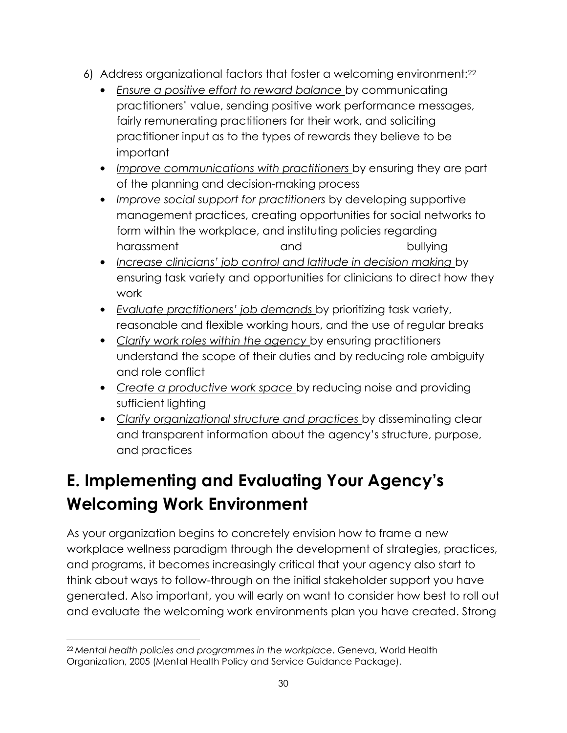6) Address organizational factors that foster a welcoming environment:[22]

   - *Ensure a positive effort to reward balance* by communicating practitioners' value, sending positive work performance messages, fairly remunerating practitioners for their work, and soliciting practitioner input as to the types of rewards they believe to be important
   - *Improve communications with practitioners* by ensuring they are part of the planning and decision-making process
   - *Improve social support for practitioners* by developing supportive management practices, creating opportunities for social networks to form within the workplace, and instituting policies regarding harassment and bullying
   - *Increase clinicians' job control and latitude in decision making* by ensuring task variety and opportunities for clinicians to direct how they work
   - *Evaluate practitioners' job demands* by prioritizing task variety, reasonable and flexible working hours, and the use of regular breaks
   - *Clarify work roles within the agency* by ensuring practitioners understand the scope of their duties and by reducing role ambiguity and role conflict
   - *Create a productive work space* by reducing noise and providing sufficient lighting
   - *Clarify organizational structure and practices* by disseminating clear and transparent information about the agency's structure, purpose, and practices

## E. Implementing and Evaluating Your Agency's Welcoming Work Environment

As your organization begins to concretely envision how to frame a new workplace wellness paradigm through the development of strategies, practices, and programs, it becomes increasingly critical that your agency also start to think about ways to follow-through on the initial stakeholder support you have generated. Also important, you will early on want to consider how best to roll out and evaluate the welcoming work environments plan you have created. Strong

---

[22] *Mental health policies and programmes in the workplace*. Geneva, World Health Organization, 2005 (Mental Health Policy and Service Guidance Package).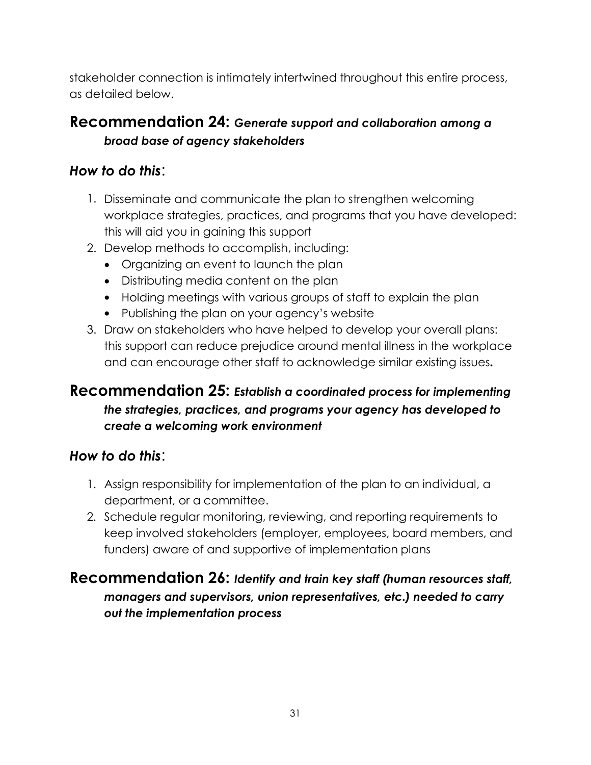stakeholder connection is intimately intertwined throughout this entire process, as detailed below.

## Recommendation 24: *Generate support and collaboration among a broad base of agency stakeholders*

### *How to do this*:

1. Disseminate and communicate the plan to strengthen welcoming workplace strategies, practices, and programs that you have developed: this will aid you in gaining this support
2. Develop methods to accomplish, including:
   - Organizing an event to launch the plan
   - Distributing media content on the plan
   - Holding meetings with various groups of staff to explain the plan
   - Publishing the plan on your agency's website
3. Draw on stakeholders who have helped to develop your overall plans: this support can reduce prejudice around mental illness in the workplace and can encourage other staff to acknowledge similar existing issues**.**

## Recommendation 25: *Establish a coordinated process for implementing the strategies, practices, and programs your agency has developed to create a welcoming work environment*

### *How to do this*:

1. Assign responsibility for implementation of the plan to an individual, a department, or a committee.
2. Schedule regular monitoring, reviewing, and reporting requirements to keep involved stakeholders (employer, employees, board members, and funders) aware of and supportive of implementation plans

## Recommendation 26: *Identify and train key staff (human resources staff, managers and supervisors, union representatives, etc.) needed to carry out the implementation process*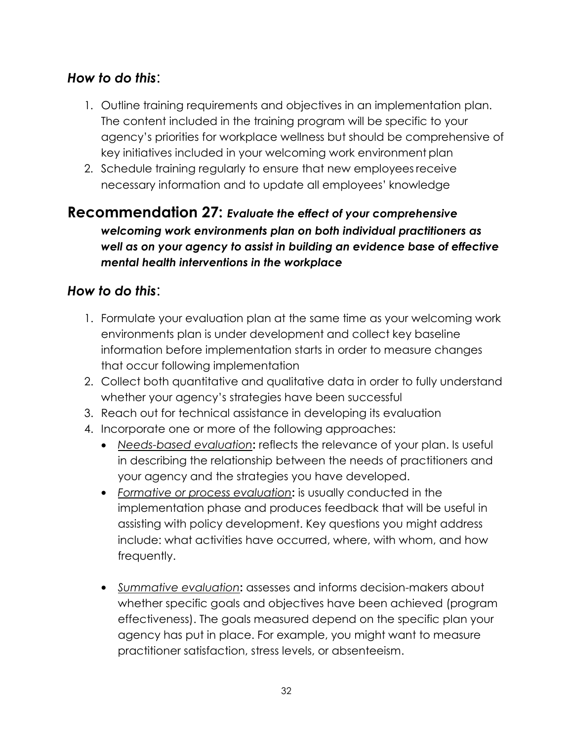### *How to do this*:

1. Outline training requirements and objectives in an implementation plan. The content included in the training program will be specific to your agency's priorities for workplace wellness but should be comprehensive of key initiatives included in your welcoming work environment plan
2. Schedule training regularly to ensure that new employees receive necessary information and to update all employees' knowledge

## Recommendation 27: *Evaluate the effect of your comprehensive welcoming work environments plan on both individual practitioners as well as on your agency to assist in building an evidence base of effective mental health interventions in the workplace*

### *How to do this*:

1. Formulate your evaluation plan at the same time as your welcoming work environments plan is under development and collect key baseline information before implementation starts in order to measure changes that occur following implementation
2. Collect both quantitative and qualitative data in order to fully understand whether your agency's strategies have been successful
3. Reach out for technical assistance in developing its evaluation
4. Incorporate one or more of the following approaches:
   - *Needs-based evaluation*: reflects the relevance of your plan. Is useful in describing the relationship between the needs of practitioners and your agency and the strategies you have developed.
   - *Formative or process evaluation*: is usually conducted in the implementation phase and produces feedback that will be useful in assisting with policy development. Key questions you might address include: what activities have occurred, where, with whom, and how frequently.
   - *Summative evaluation*: assesses and informs decision-makers about whether specific goals and objectives have been achieved (program effectiveness). The goals measured depend on the specific plan your agency has put in place. For example, you might want to measure practitioner satisfaction, stress levels, or absenteeism.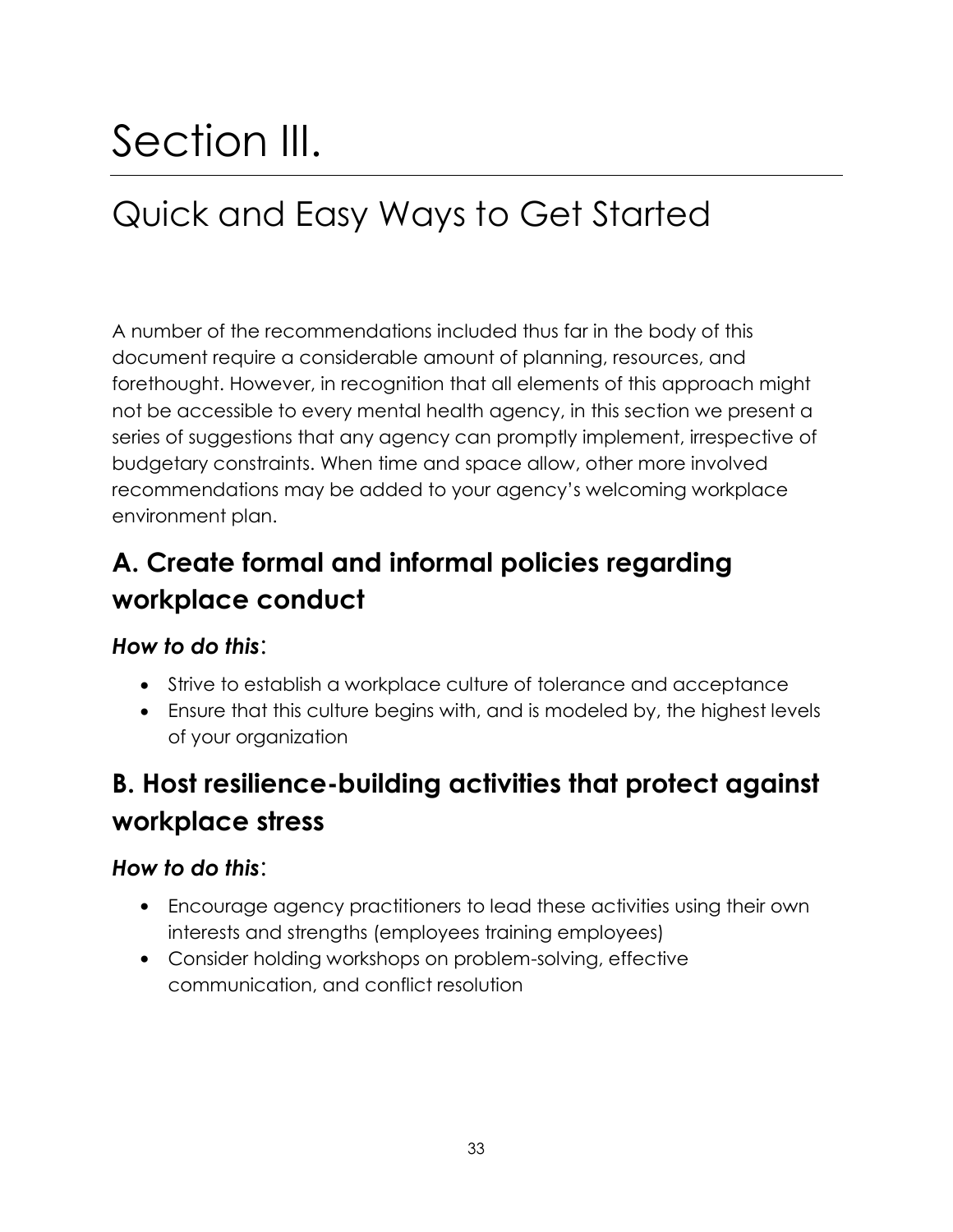# Section III.

## Quick and Easy Ways to Get Started

A number of the recommendations included thus far in the body of this document require a considerable amount of planning, resources, and forethought. However, in recognition that all elements of this approach might not be accessible to every mental health agency, in this section we present a series of suggestions that any agency can promptly implement, irrespective of budgetary constraints. When time and space allow, other more involved recommendations may be added to your agency's welcoming workplace environment plan.

### A. Create formal and informal policies regarding workplace conduct

***How to do this*:**

- Strive to establish a workplace culture of tolerance and acceptance
- Ensure that this culture begins with, and is modeled by, the highest levels of your organization

### B. Host resilience-building activities that protect against workplace stress

***How to do this*:**

- Encourage agency practitioners to lead these activities using their own interests and strengths (employees training employees)
- Consider holding workshops on problem-solving, effective communication, and conflict resolution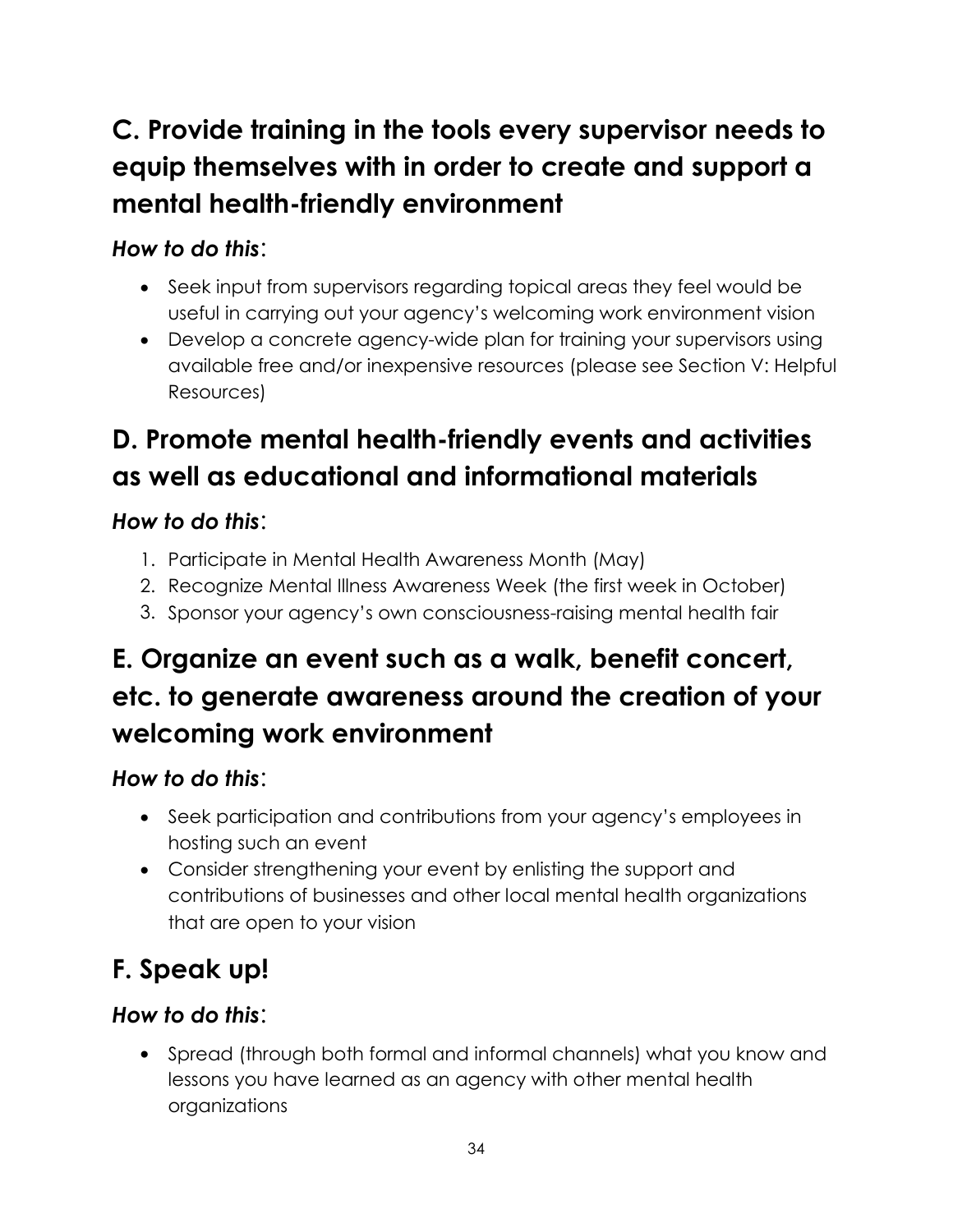## C. Provide training in the tools every supervisor needs to equip themselves with in order to create and support a mental health-friendly environment

***How to do this*:**

- Seek input from supervisors regarding topical areas they feel would be useful in carrying out your agency's welcoming work environment vision
- Develop a concrete agency-wide plan for training your supervisors using available free and/or inexpensive resources (please see Section V: Helpful Resources)

## D. Promote mental health-friendly events and activities as well as educational and informational materials

***How to do this*:**

1. Participate in Mental Health Awareness Month (May)
2. Recognize Mental Illness Awareness Week (the first week in October)
3. Sponsor your agency's own consciousness-raising mental health fair

## E. Organize an event such as a walk, benefit concert, etc. to generate awareness around the creation of your welcoming work environment

***How to do this*:**

- Seek participation and contributions from your agency's employees in hosting such an event
- Consider strengthening your event by enlisting the support and contributions of businesses and other local mental health organizations that are open to your vision

## F. Speak up!

***How to do this*:**

- Spread (through both formal and informal channels) what you know and lessons you have learned as an agency with other mental health organizations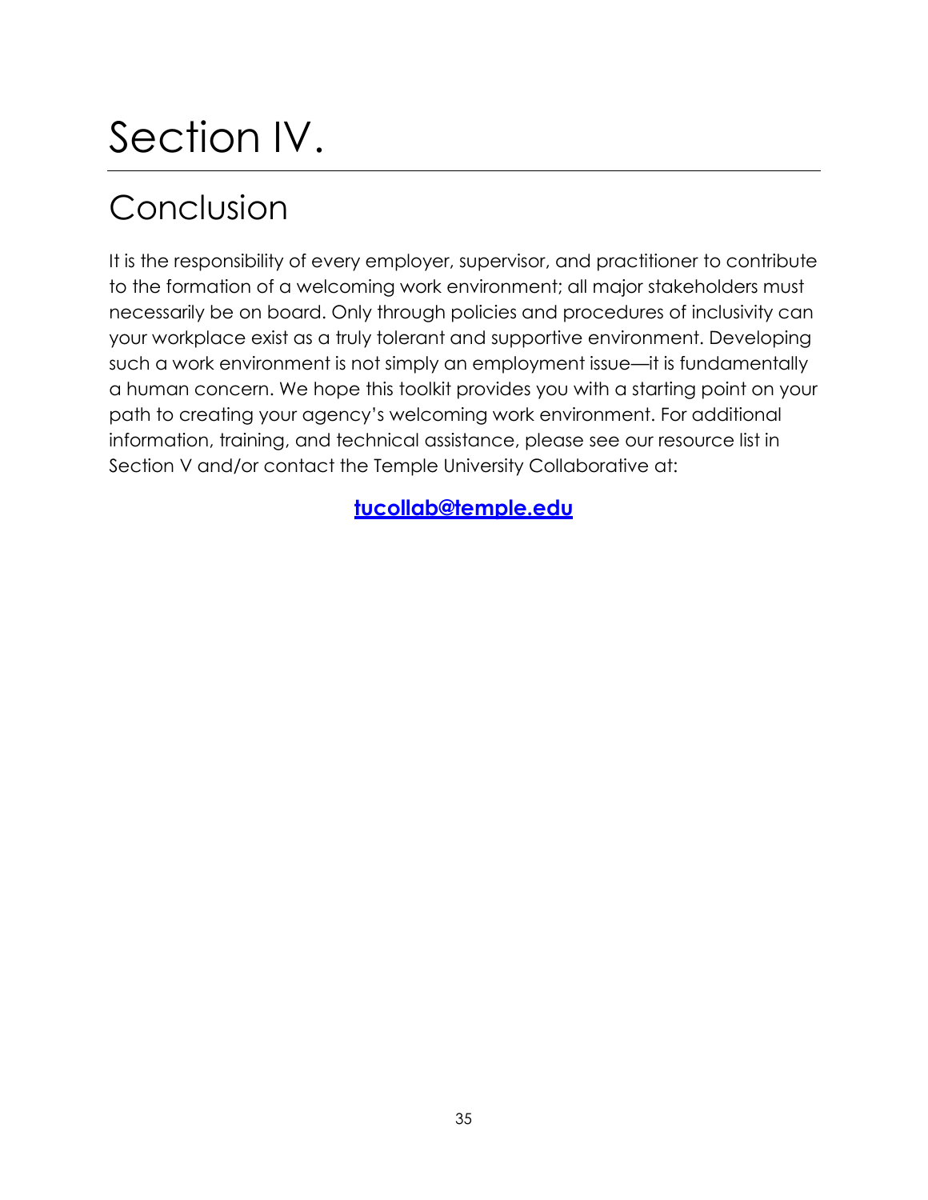# Section IV.

## Conclusion

It is the responsibility of every employer, supervisor, and practitioner to contribute to the formation of a welcoming work environment; all major stakeholders must necessarily be on board. Only through policies and procedures of inclusivity can your workplace exist as a truly tolerant and supportive environment. Developing such a work environment is not simply an employment issue—it is fundamentally a human concern. We hope this toolkit provides you with a starting point on your path to creating your agency's welcoming work environment. For additional information, training, and technical assistance, please see our resource list in Section V and/or contact the Temple University Collaborative at:

**tucollab@temple.edu**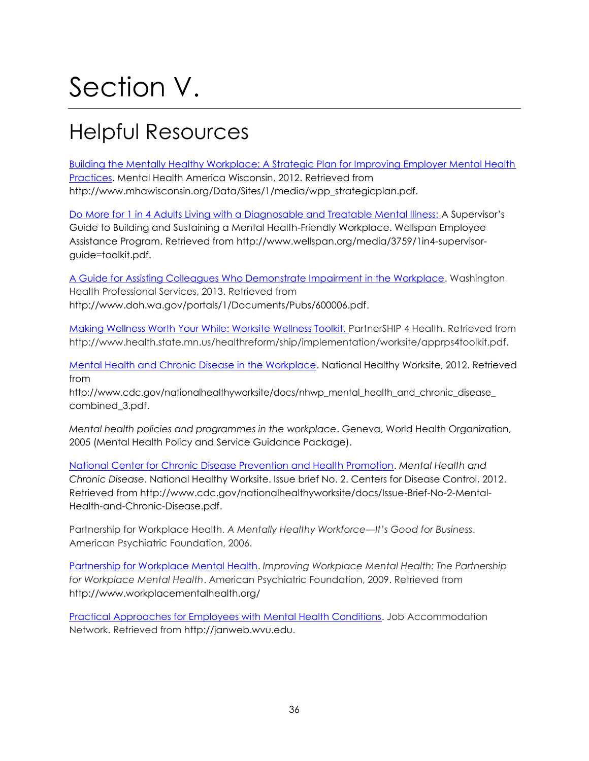# Section V.

## Helpful Resources

Building the Mentally Healthy Workplace: A Strategic Plan for Improving Employer Mental Health Practices. Mental Health America Wisconsin, 2012. Retrieved from http://www.mhawisconsin.org/Data/Sites/1/media/wpp_strategicplan.pdf.

Do More for 1 in 4 Adults Living with a Diagnosable and Treatable Mental Illness: A Supervisor's Guide to Building and Sustaining a Mental Health-Friendly Workplace. Wellspan Employee Assistance Program. Retrieved from http://www.wellspan.org/media/3759/1in4-supervisor-guide=toolkit.pdf.

A Guide for Assisting Colleagues Who Demonstrate Impairment in the Workplace. Washington Health Professional Services, 2013. Retrieved from http://www.doh.wa.gov/portals/1/Documents/Pubs/600006.pdf.

Making Wellness Worth Your While: Worksite Wellness Toolkit. PartnerSHIP 4 Health. Retrieved from http://www.health.state.mn.us/healthreform/ship/implementation/worksite/apprps4toolkit.pdf.

Mental Health and Chronic Disease in the Workplace. National Healthy Worksite, 2012. Retrieved from http://www.cdc.gov/nationalhealthyworksite/docs/nhwp_mental_health_and_chronic_disease_combined_3.pdf.

*Mental health policies and programmes in the workplace*. Geneva, World Health Organization, 2005 (Mental Health Policy and Service Guidance Package).

National Center for Chronic Disease Prevention and Health Promotion. *Mental Health and Chronic Disease*. National Healthy Worksite. Issue brief No. 2. Centers for Disease Control, 2012. Retrieved from http://www.cdc.gov/nationalhealthyworksite/docs/Issue-Brief-No-2-Mental-Health-and-Chronic-Disease.pdf.

Partnership for Workplace Health. *A Mentally Healthy Workforce—It's Good for Business*. American Psychiatric Foundation, 2006.

Partnership for Workplace Mental Health. *Improving Workplace Mental Health: The Partnership for Workplace Mental Health*. American Psychiatric Foundation, 2009. Retrieved from http://www.workplacementalhealth.org/

Practical Approaches for Employees with Mental Health Conditions. Job Accommodation Network. Retrieved from http://janweb.wvu.edu.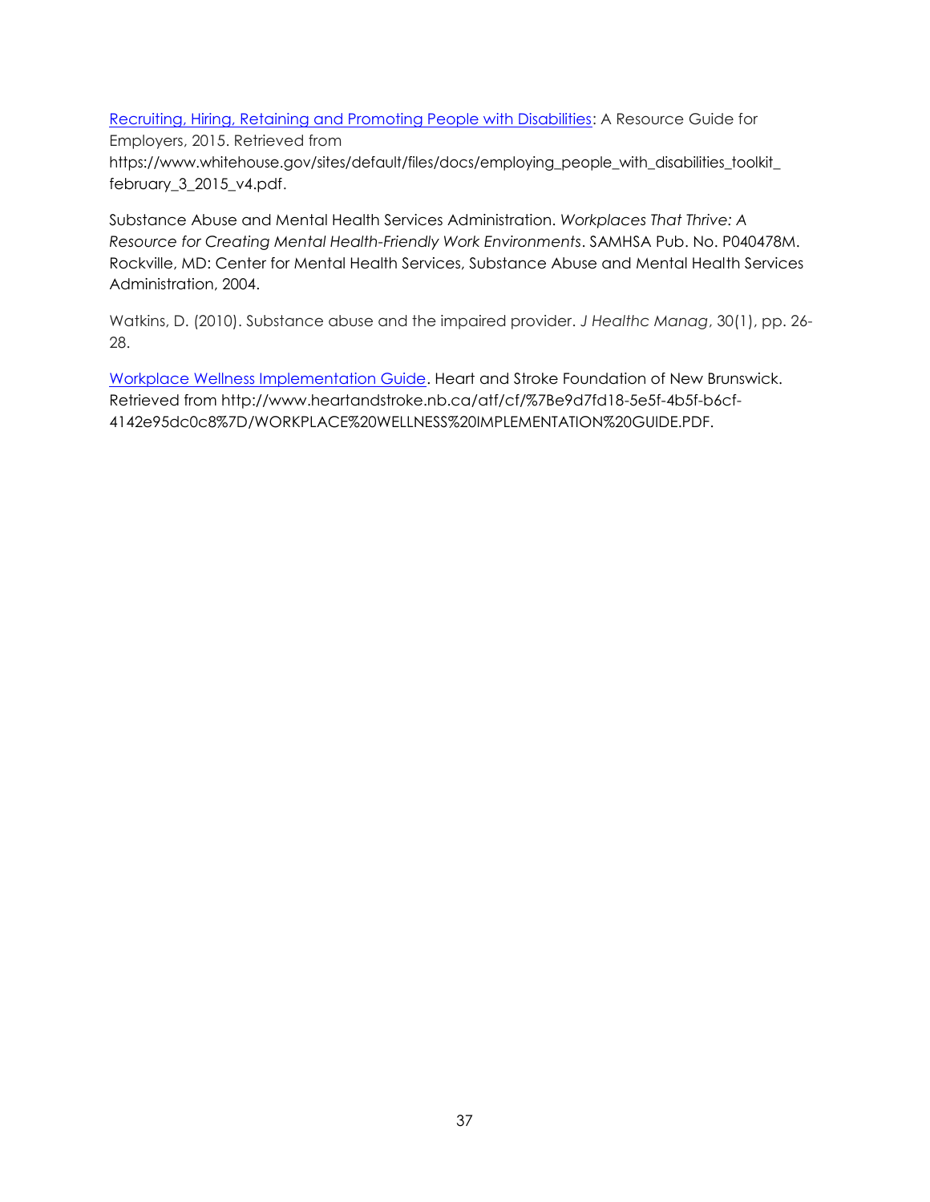Recruiting, Hiring, Retaining and Promoting People with Disabilities: A Resource Guide for Employers, 2015. Retrieved from https://www.whitehouse.gov/sites/default/files/docs/employing_people_with_disabilities_toolkit_february_3_2015_v4.pdf.

Substance Abuse and Mental Health Services Administration. *Workplaces That Thrive: A Resource for Creating Mental Health-Friendly Work Environments*. SAMHSA Pub. No. P040478M. Rockville, MD: Center for Mental Health Services, Substance Abuse and Mental Health Services Administration, 2004.

Watkins, D. (2010). Substance abuse and the impaired provider. *J Healthc Manag*, 30(1), pp. 26-28.

Workplace Wellness Implementation Guide. Heart and Stroke Foundation of New Brunswick. Retrieved from http://www.heartandstroke.nb.ca/atf/cf/%7Be9d7fd18-5e5f-4b5f-b6cf-4142e95dc0c8%7D/WORKPLACE%20WELLNESS%20IMPLEMENTATION%20GUIDE.PDF.